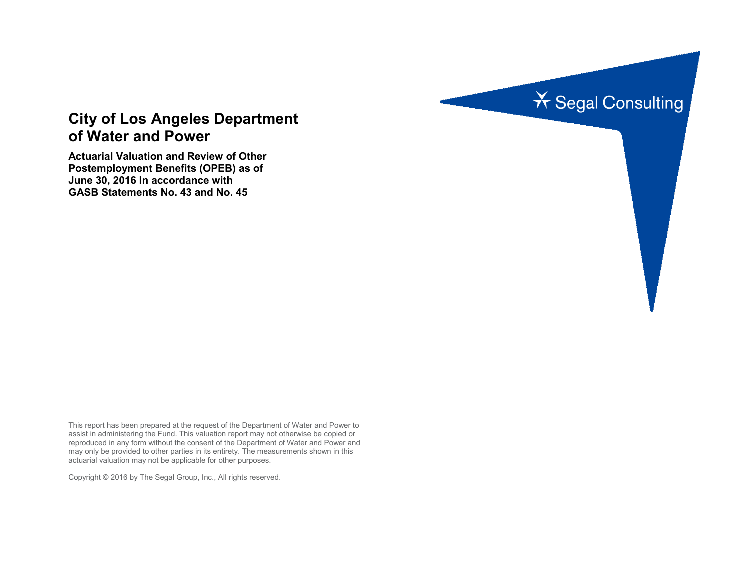# City of Los Angeles Department of Water and Power

## Actuarial Valuation and Review of Other Postemployment Benefits (OPEB) as of June 30, 2016 In accordance with GASB Statements No. 43 and No. 45

Segal Consulting

This report has been prepared at the request of the Department of Water and Power to assist in administering the Fund. This valuation report may not otherwise be copied or reproduced in any form without the consent of the Department of Water and Power and may only be provided to other parties in its entirety. The measurements shown in this actuarial valuation may not be applicable for other purposes.

Copyright © 2016 by The Segal Group, Inc., All rights reserved.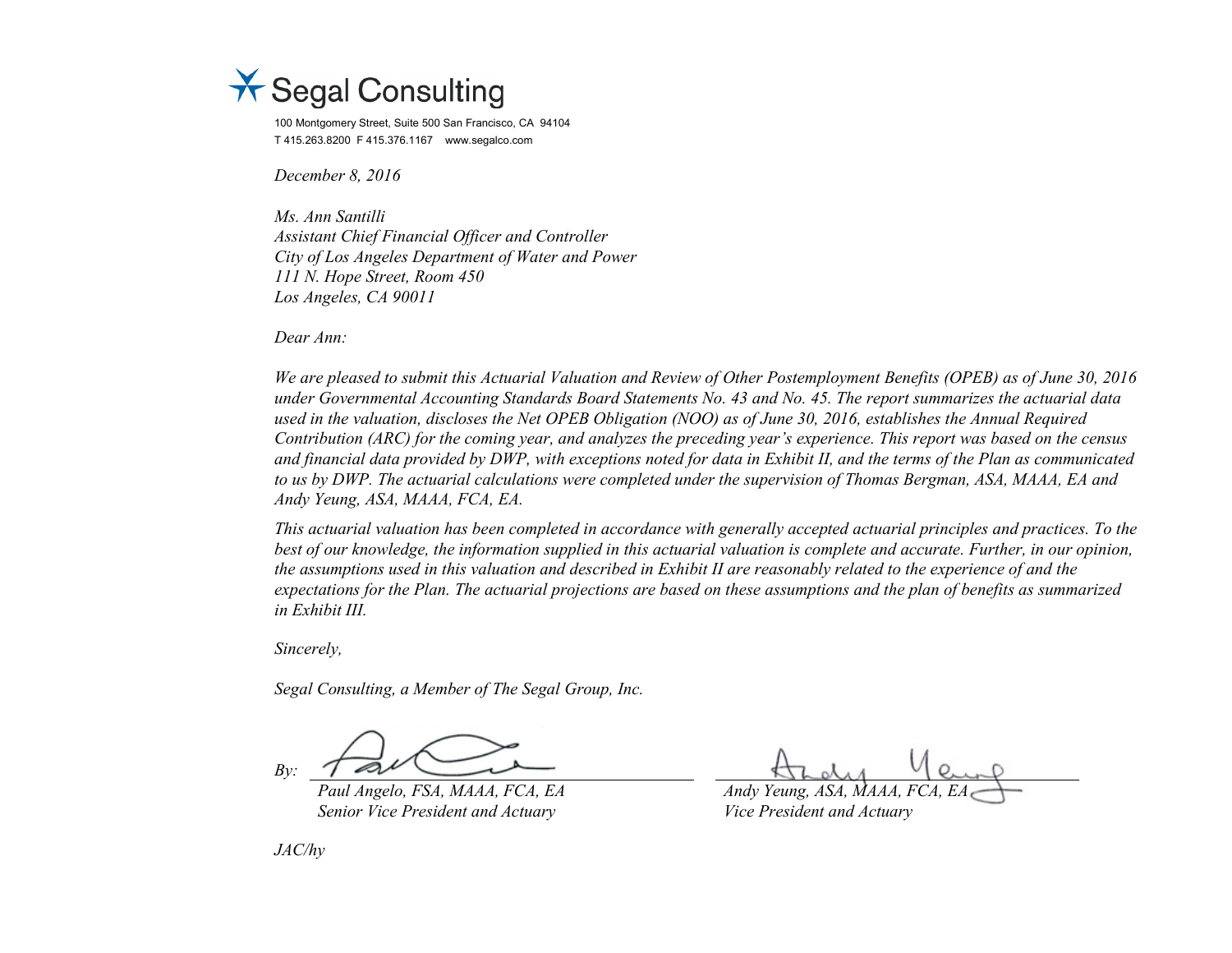Segal Consulting

100 Montgomery Street, Suite 500 San Francisco, CA 94104
T 415.263.8200 F 415.376.1167 www.segalco.com

*December 8, 2016*

*Ms. Ann Santilli*
*Assistant Chief Financial Officer and Controller*
*City of Los Angeles Department of Water and Power*
*111 N. Hope Street, Room 450*
*Los Angeles, CA 90011*

*Dear Ann:*

*We are pleased to submit this Actuarial Valuation and Review of Other Postemployment Benefits (OPEB) as of June 30, 2016 under Governmental Accounting Standards Board Statements No. 43 and No. 45. The report summarizes the actuarial data used in the valuation, discloses the Net OPEB Obligation (NOO) as of June 30, 2016, establishes the Annual Required Contribution (ARC) for the coming year, and analyzes the preceding year's experience. This report was based on the census and financial data provided by DWP, with exceptions noted for data in Exhibit II, and the terms of the Plan as communicated to us by DWP. The actuarial calculations were completed under the supervision of Thomas Bergman, ASA, MAAA, EA and Andy Yeung, ASA, MAAA, FCA, EA.*

*This actuarial valuation has been completed in accordance with generally accepted actuarial principles and practices. To the best of our knowledge, the information supplied in this actuarial valuation is complete and accurate. Further, in our opinion, the assumptions used in this valuation and described in Exhibit II are reasonably related to the experience of and the expectations for the Plan. The actuarial projections are based on these assumptions and the plan of benefits as summarized in Exhibit III.*

*Sincerely,*

*Segal Consulting, a Member of The Segal Group, Inc.*

*By:*

*Paul Angelo, FSA, MAAA, FCA, EA*
*Senior Vice President and Actuary*

*Andy Yeung, ASA, MAAA, FCA, EA*
*Vice President and Actuary*

*JAC/hy*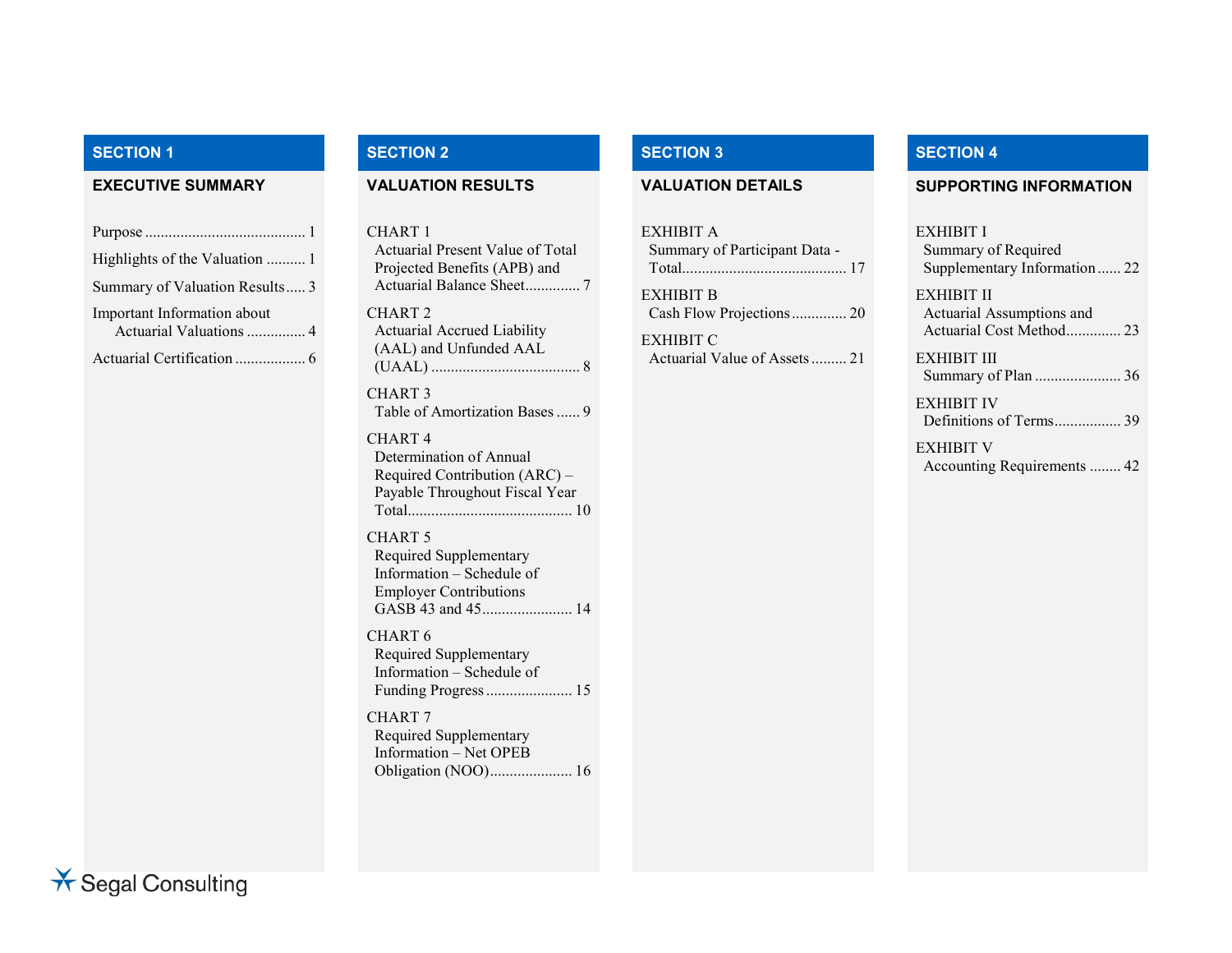## SECTION 1

### EXECUTIVE SUMMARY

Purpose ........................................ 1

Highlights of the Valuation .......... 1

Summary of Valuation Results ..... 3

Important Information about Actuarial Valuations ............... 4

Actuarial Certification .................. 6

## SECTION 2

### VALUATION RESULTS

CHART 1
Actuarial Present Value of Total Projected Benefits (APB) and Actuarial Balance Sheet............. 7

CHART 2
Actuarial Accrued Liability (AAL) and Unfunded AAL (UAAL) ...................................... 8

CHART 3
Table of Amortization Bases ...... 9

CHART 4
Determination of Annual Required Contribution (ARC) – Payable Throughout Fiscal Year Total.......................................... 10

CHART 5
Required Supplementary Information – Schedule of Employer Contributions GASB 43 and 45....................... 14

CHART 6
Required Supplementary Information – Schedule of Funding Progress ...................... 15

CHART 7
Required Supplementary Information – Net OPEB Obligation (NOO)..................... 16

## SECTION 3

### VALUATION DETAILS

EXHIBIT A
Summary of Participant Data - Total.......................................... 17

EXHIBIT B
Cash Flow Projections .............. 20

EXHIBIT C
Actuarial Value of Assets ......... 21

## SECTION 4

### SUPPORTING INFORMATION

EXHIBIT I
Summary of Required Supplementary Information ...... 22

EXHIBIT II
Actuarial Assumptions and Actuarial Cost Method.............. 23

EXHIBIT III
Summary of Plan ...................... 36

EXHIBIT IV
Definitions of Terms................. 39

EXHIBIT V
Accounting Requirements ........ 42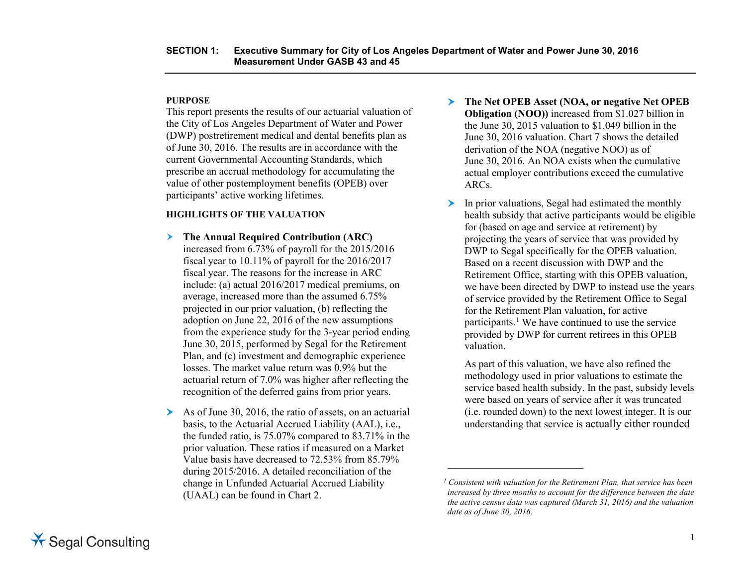**SECTION 1: Executive Summary for City of Los Angeles Department of Water and Power June 30, 2016 Measurement Under GASB 43 and 45**

**PURPOSE**

This report presents the results of our actuarial valuation of the City of Los Angeles Department of Water and Power (DWP) postretirement medical and dental benefits plan as of June 30, 2016. The results are in accordance with the current Governmental Accounting Standards, which prescribe an accrual methodology for accumulating the value of other postemployment benefits (OPEB) over participants' active working lifetimes.

**HIGHLIGHTS OF THE VALUATION**

- **The Annual Required Contribution (ARC)** increased from 6.73% of payroll for the 2015/2016 fiscal year to 10.11% of payroll for the 2016/2017 fiscal year. The reasons for the increase in ARC include: (a) actual 2016/2017 medical premiums, on average, increased more than the assumed 6.75% projected in our prior valuation, (b) reflecting the adoption on June 22, 2016 of the new assumptions from the experience study for the 3-year period ending June 30, 2015, performed by Segal for the Retirement Plan, and (c) investment and demographic experience losses. The market value return was 0.9% but the actuarial return of 7.0% was higher after reflecting the recognition of the deferred gains from prior years.

- As of June 30, 2016, the ratio of assets, on an actuarial basis, to the Actuarial Accrued Liability (AAL), i.e., the funded ratio, is 75.07% compared to 83.71% in the prior valuation. These ratios if measured on a Market Value basis have decreased to 72.53% from 85.79% during 2015/2016. A detailed reconciliation of the change in Unfunded Actuarial Accrued Liability (UAAL) can be found in Chart 2.

- **The Net OPEB Asset (NOA, or negative Net OPEB Obligation (NOO))** increased from $1.027 billion in the June 30, 2015 valuation to $1.049 billion in the June 30, 2016 valuation. Chart 7 shows the detailed derivation of the NOA (negative NOO) as of June 30, 2016. An NOA exists when the cumulative actual employer contributions exceed the cumulative ARCs.

- In prior valuations, Segal had estimated the monthly health subsidy that active participants would be eligible for (based on age and service at retirement) by projecting the years of service that was provided by DWP to Segal specifically for the OPEB valuation. Based on a recent discussion with DWP and the Retirement Office, starting with this OPEB valuation, we have been directed by DWP to instead use the years of service provided by the Retirement Office to Segal for the Retirement Plan valuation, for active participants.[1] We have continued to use the service provided by DWP for current retirees in this OPEB valuation.

  As part of this valuation, we have also refined the methodology used in prior valuations to estimate the service based health subsidy. In the past, subsidy levels were based on years of service after it was truncated (i.e. rounded down) to the next lowest integer. It is our understanding that service is actually either rounded

---

*[1] Consistent with valuation for the Retirement Plan, that service has been increased by three months to account for the difference between the date the active census data was captured (March 31, 2016) and the valuation date as of June 30, 2016.*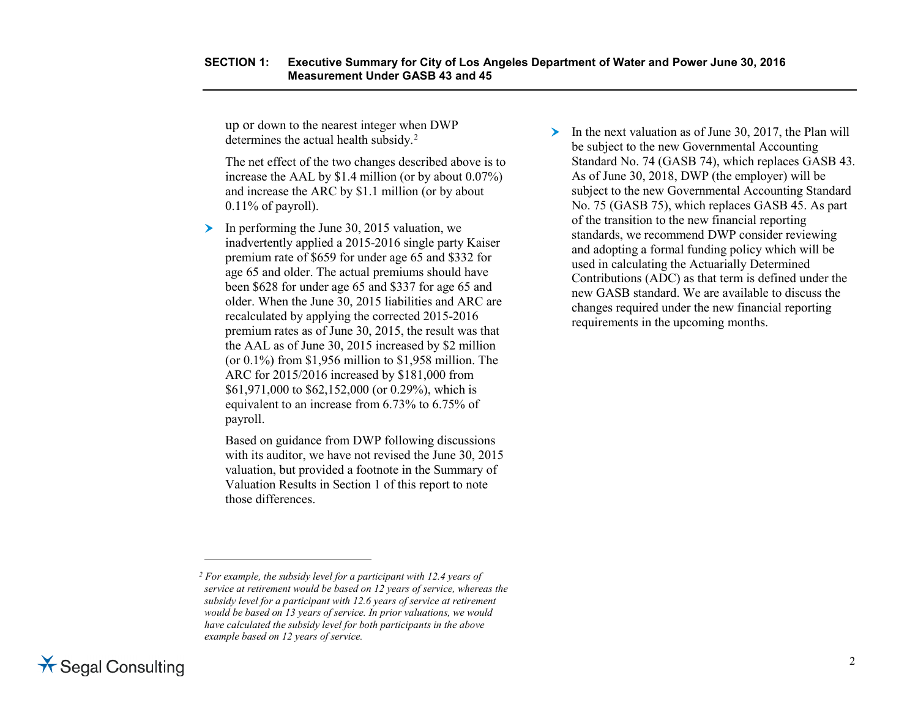up or down to the nearest integer when DWP determines the actual health subsidy.[2]

The net effect of the two changes described above is to increase the AAL by $1.4 million (or by about 0.07%) and increase the ARC by $1.1 million (or by about 0.11% of payroll).

- In performing the June 30, 2015 valuation, we inadvertently applied a 2015-2016 single party Kaiser premium rate of $659 for under age 65 and $332 for age 65 and older. The actual premiums should have been $628 for under age 65 and $337 for age 65 and older. When the June 30, 2015 liabilities and ARC are recalculated by applying the corrected 2015-2016 premium rates as of June 30, 2015, the result was that the AAL as of June 30, 2015 increased by $2 million (or 0.1%) from $1,956 million to $1,958 million. The ARC for 2015/2016 increased by $181,000 from $61,971,000 to $62,152,000 (or 0.29%), which is equivalent to an increase from 6.73% to 6.75% of payroll.

  Based on guidance from DWP following discussions with its auditor, we have not revised the June 30, 2015 valuation, but provided a footnote in the Summary of Valuation Results in Section 1 of this report to note those differences.

- In the next valuation as of June 30, 2017, the Plan will be subject to the new Governmental Accounting Standard No. 74 (GASB 74), which replaces GASB 43. As of June 30, 2018, DWP (the employer) will be subject to the new Governmental Accounting Standard No. 75 (GASB 75), which replaces GASB 45. As part of the transition to the new financial reporting standards, we recommend DWP consider reviewing and adopting a formal funding policy which will be used in calculating the Actuarially Determined Contributions (ADC) as that term is defined under the new GASB standard. We are available to discuss the changes required under the new financial reporting requirements in the upcoming months.

---

[2] *For example, the subsidy level for a participant with 12.4 years of service at retirement would be based on 12 years of service, whereas the subsidy level for a participant with 12.6 years of service at retirement would be based on 13 years of service. In prior valuations, we would have calculated the subsidy level for both participants in the above example based on 12 years of service.*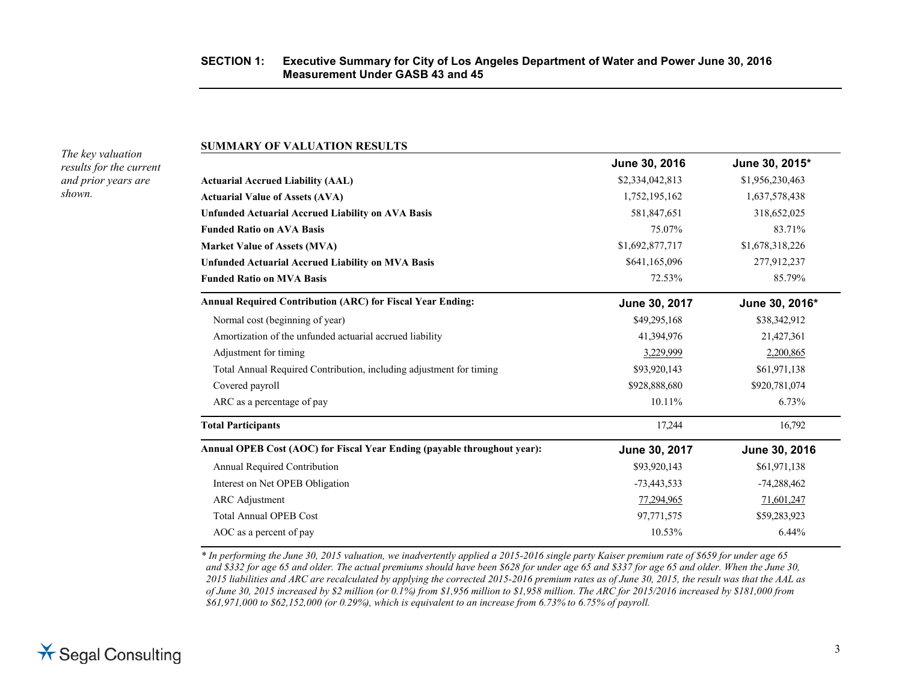## SECTION 1: Executive Summary for City of Los Angeles Department of Water and Power June 30, 2016 Measurement Under GASB 43 and 45

*The key valuation results for the current and prior years are shown.*

### SUMMARY OF VALUATION RESULTS

| | June 30, 2016 | June 30, 2015* |
|---|---|---|
| **Actuarial Accrued Liability (AAL)** | $2,334,042,813 | $1,956,230,463 |
| **Actuarial Value of Assets (AVA)** | 1,752,195,162 | 1,637,578,438 |
| **Unfunded Actuarial Accrued Liability on AVA Basis** | 581,847,651 | 318,652,025 |
| **Funded Ratio on AVA Basis** | 75.07% | 83.71% |
| **Market Value of Assets (MVA)** | $1,692,877,717 | $1,678,318,226 |
| **Unfunded Actuarial Accrued Liability on MVA Basis** | $641,165,096 | 277,912,237 |
| **Funded Ratio on MVA Basis** | 72.53% | 85.79% |
| **Annual Required Contribution (ARC) for Fiscal Year Ending:** | **June 30, 2017** | **June 30, 2016*** |
| Normal cost (beginning of year) | $49,295,168 | $38,342,912 |
| Amortization of the unfunded actuarial accrued liability | 41,394,976 | 21,427,361 |
| Adjustment for timing | 3,229,999 | 2,200,865 |
| Total Annual Required Contribution, including adjustment for timing | $93,920,143 | $61,971,138 |
| Covered payroll | $928,888,680 | $920,781,074 |
| ARC as a percentage of pay | 10.11% | 6.73% |
| **Total Participants** | 17,244 | 16,792 |
| **Annual OPEB Cost (AOC) for Fiscal Year Ending (payable throughout year):** | **June 30, 2017** | **June 30, 2016** |
| Annual Required Contribution | $93,920,143 | $61,971,138 |
| Interest on Net OPEB Obligation | -73,443,533 | -74,288,462 |
| ARC Adjustment | 77,294,965 | 71,601,247 |
| Total Annual OPEB Cost | 97,771,575 | $59,283,923 |
| AOC as a percent of pay | 10.53% | 6.44% |

*\* In performing the June 30, 2015 valuation, we inadvertently applied a 2015-2016 single party Kaiser premium rate of $659 for under age 65 and $332 for age 65 and older. The actual premiums should have been $628 for under age 65 and $337 for age 65 and older. When the June 30, 2015 liabilities and ARC are recalculated by applying the corrected 2015-2016 premium rates as of June 30, 2015, the result was that the AAL as of June 30, 2015 increased by $2 million (or 0.1%) from $1,956 million to $1,958 million. The ARC for 2015/2016 increased by $181,000 from $61,971,000 to $62,152,000 (or 0.29%), which is equivalent to an increase from 6.73% to 6.75% of payroll.*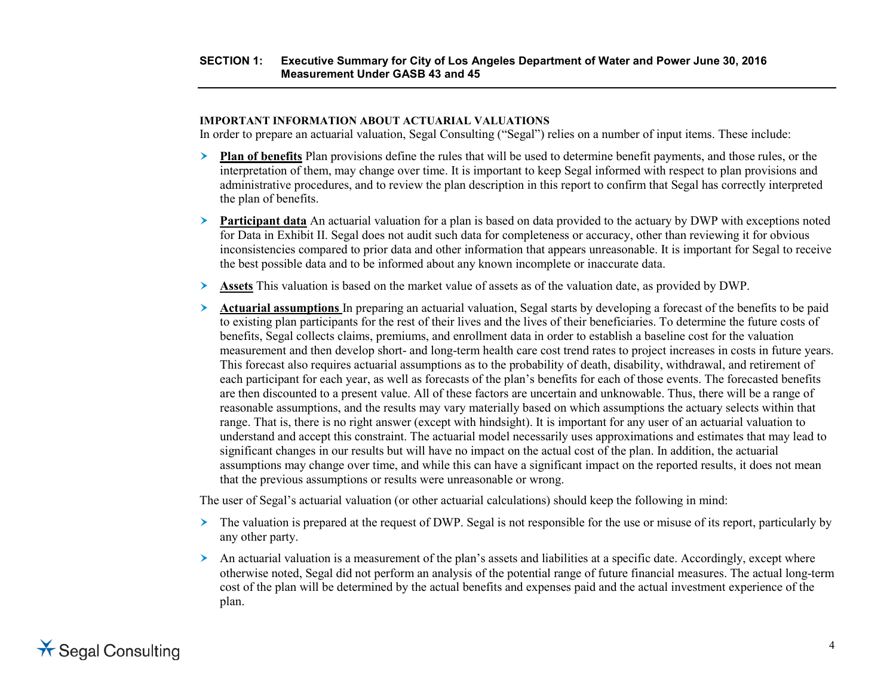### IMPORTANT INFORMATION ABOUT ACTUARIAL VALUATIONS

In order to prepare an actuarial valuation, Segal Consulting ("Segal") relies on a number of input items. These include:

- **Plan of benefits** Plan provisions define the rules that will be used to determine benefit payments, and those rules, or the interpretation of them, may change over time. It is important to keep Segal informed with respect to plan provisions and administrative procedures, and to review the plan description in this report to confirm that Segal has correctly interpreted the plan of benefits.
- **Participant data** An actuarial valuation for a plan is based on data provided to the actuary by DWP with exceptions noted for Data in Exhibit II. Segal does not audit such data for completeness or accuracy, other than reviewing it for obvious inconsistencies compared to prior data and other information that appears unreasonable. It is important for Segal to receive the best possible data and to be informed about any known incomplete or inaccurate data.
- **Assets** This valuation is based on the market value of assets as of the valuation date, as provided by DWP.
- **Actuarial assumptions** In preparing an actuarial valuation, Segal starts by developing a forecast of the benefits to be paid to existing plan participants for the rest of their lives and the lives of their beneficiaries. To determine the future costs of benefits, Segal collects claims, premiums, and enrollment data in order to establish a baseline cost for the valuation measurement and then develop short- and long-term health care cost trend rates to project increases in costs in future years. This forecast also requires actuarial assumptions as to the probability of death, disability, withdrawal, and retirement of each participant for each year, as well as forecasts of the plan's benefits for each of those events. The forecasted benefits are then discounted to a present value. All of these factors are uncertain and unknowable. Thus, there will be a range of reasonable assumptions, and the results may vary materially based on which assumptions the actuary selects within that range. That is, there is no right answer (except with hindsight). It is important for any user of an actuarial valuation to understand and accept this constraint. The actuarial model necessarily uses approximations and estimates that may lead to significant changes in our results but will have no impact on the actual cost of the plan. In addition, the actuarial assumptions may change over time, and while this can have a significant impact on the reported results, it does not mean that the previous assumptions or results were unreasonable or wrong.

The user of Segal's actuarial valuation (or other actuarial calculations) should keep the following in mind:

- The valuation is prepared at the request of DWP. Segal is not responsible for the use or misuse of its report, particularly by any other party.
- An actuarial valuation is a measurement of the plan's assets and liabilities at a specific date. Accordingly, except where otherwise noted, Segal did not perform an analysis of the potential range of future financial measures. The actual long-term cost of the plan will be determined by the actual benefits and expenses paid and the actual investment experience of the plan.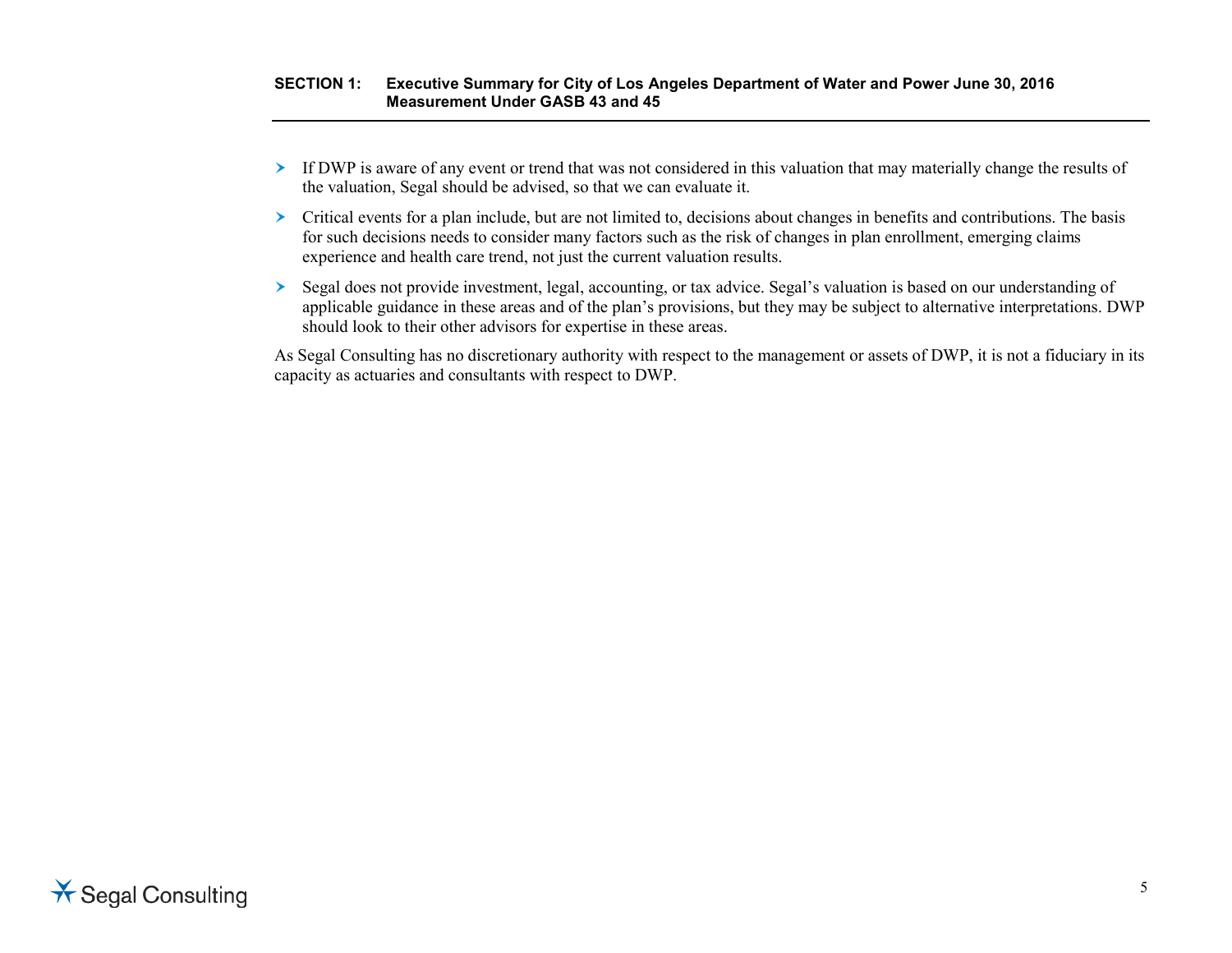- If DWP is aware of any event or trend that was not considered in this valuation that may materially change the results of the valuation, Segal should be advised, so that we can evaluate it.
- Critical events for a plan include, but are not limited to, decisions about changes in benefits and contributions. The basis for such decisions needs to consider many factors such as the risk of changes in plan enrollment, emerging claims experience and health care trend, not just the current valuation results.
- Segal does not provide investment, legal, accounting, or tax advice. Segal's valuation is based on our understanding of applicable guidance in these areas and of the plan's provisions, but they may be subject to alternative interpretations. DWP should look to their other advisors for expertise in these areas.

As Segal Consulting has no discretionary authority with respect to the management or assets of DWP, it is not a fiduciary in its capacity as actuaries and consultants with respect to DWP.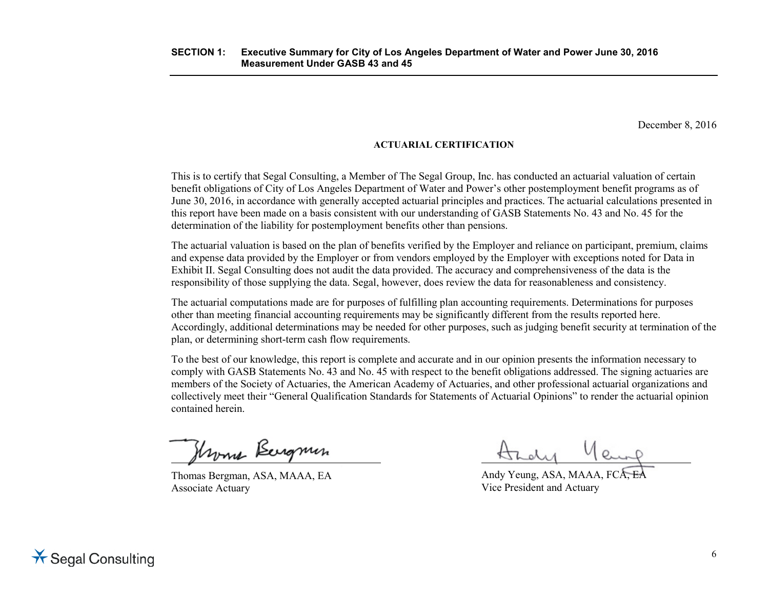December 8, 2016

## ACTUARIAL CERTIFICATION

This is to certify that Segal Consulting, a Member of The Segal Group, Inc. has conducted an actuarial valuation of certain benefit obligations of City of Los Angeles Department of Water and Power's other postemployment benefit programs as of June 30, 2016, in accordance with generally accepted actuarial principles and practices. The actuarial calculations presented in this report have been made on a basis consistent with our understanding of GASB Statements No. 43 and No. 45 for the determination of the liability for postemployment benefits other than pensions.

The actuarial valuation is based on the plan of benefits verified by the Employer and reliance on participant, premium, claims and expense data provided by the Employer or from vendors employed by the Employer with exceptions noted for Data in Exhibit II. Segal Consulting does not audit the data provided. The accuracy and comprehensiveness of the data is the responsibility of those supplying the data. Segal, however, does review the data for reasonableness and consistency.

The actuarial computations made are for purposes of fulfilling plan accounting requirements. Determinations for purposes other than meeting financial accounting requirements may be significantly different from the results reported here. Accordingly, additional determinations may be needed for other purposes, such as judging benefit security at termination of the plan, or determining short-term cash flow requirements.

To the best of our knowledge, this report is complete and accurate and in our opinion presents the information necessary to comply with GASB Statements No. 43 and No. 45 with respect to the benefit obligations addressed. The signing actuaries are members of the Society of Actuaries, the American Academy of Actuaries, and other professional actuarial organizations and collectively meet their "General Qualification Standards for Statements of Actuarial Opinions" to render the actuarial opinion contained herein.

Thomas Bergman, ASA, MAAA, EA
Associate Actuary

Andy Yeung, ASA, MAAA, FCA, EA
Vice President and Actuary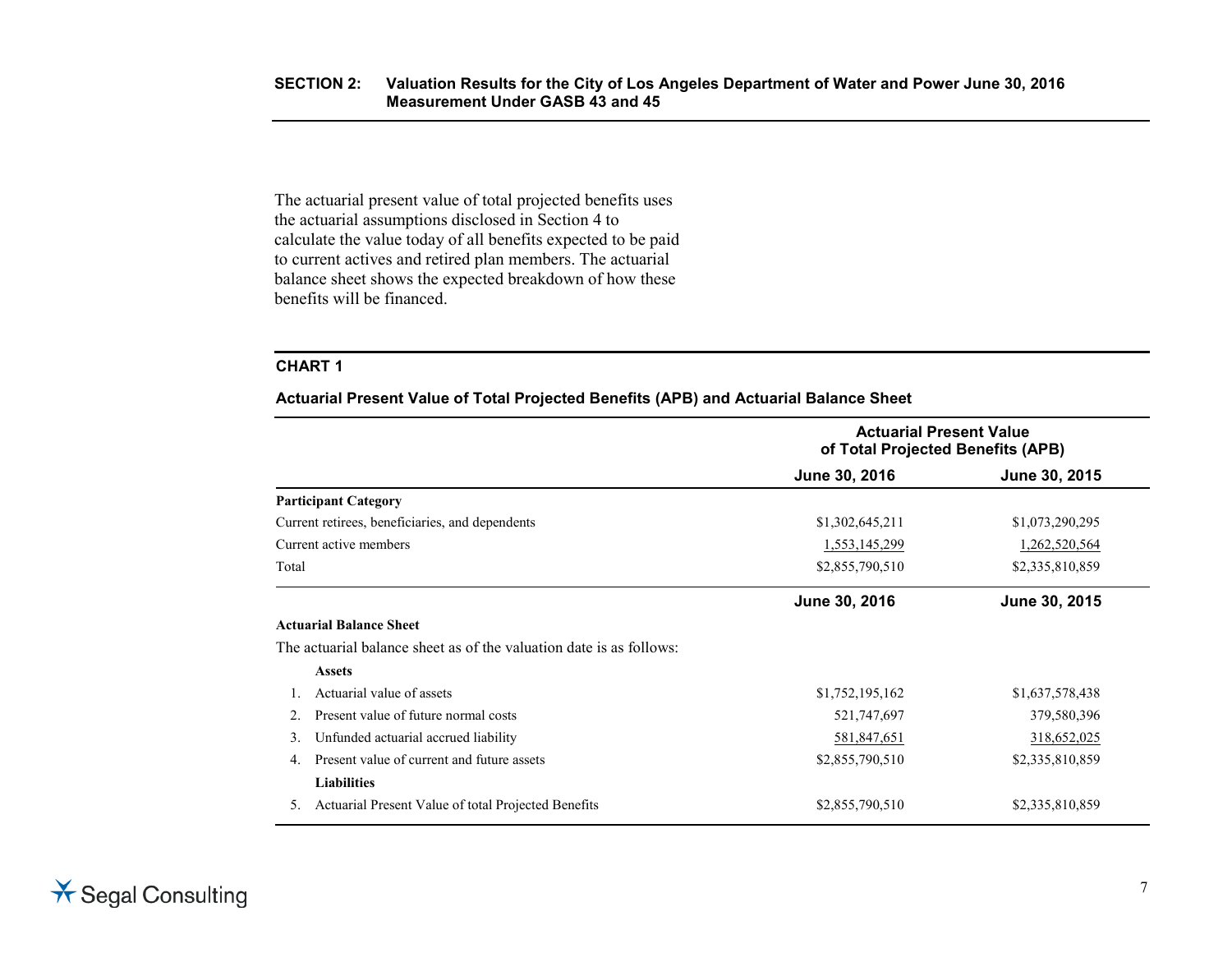## SECTION 2: Valuation Results for the City of Los Angeles Department of Water and Power June 30, 2016 Measurement Under GASB 43 and 45

The actuarial present value of total projected benefits uses the actuarial assumptions disclosed in Section 4 to calculate the value today of all benefits expected to be paid to current actives and retired plan members. The actuarial balance sheet shows the expected breakdown of how these benefits will be financed.

### CHART 1

**Actuarial Present Value of Total Projected Benefits (APB) and Actuarial Balance Sheet**

| | Actuarial Present Value of Total Projected Benefits (APB) | |
|---|---|---|
| | **June 30, 2016** | **June 30, 2015** |
| **Participant Category** | | |
| Current retirees, beneficiaries, and dependents | $1,302,645,211 | $1,073,290,295 |
| Current active members | 1,553,145,299 | 1,262,520,564 |
| Total | $2,855,790,510 | $2,335,810,859 |

| | **June 30, 2016** | **June 30, 2015** |
|---|---|---|
| **Actuarial Balance Sheet** | | |
| The actuarial balance sheet as of the valuation date is as follows: | | |
| **Assets** | | |
| 1. Actuarial value of assets | $1,752,195,162 | $1,637,578,438 |
| 2. Present value of future normal costs | 521,747,697 | 379,580,396 |
| 3. Unfunded actuarial accrued liability | 581,847,651 | 318,652,025 |
| 4. Present value of current and future assets | $2,855,790,510 | $2,335,810,859 |
| **Liabilities** | | |
| 5. Actuarial Present Value of total Projected Benefits | $2,855,790,510 | $2,335,810,859 |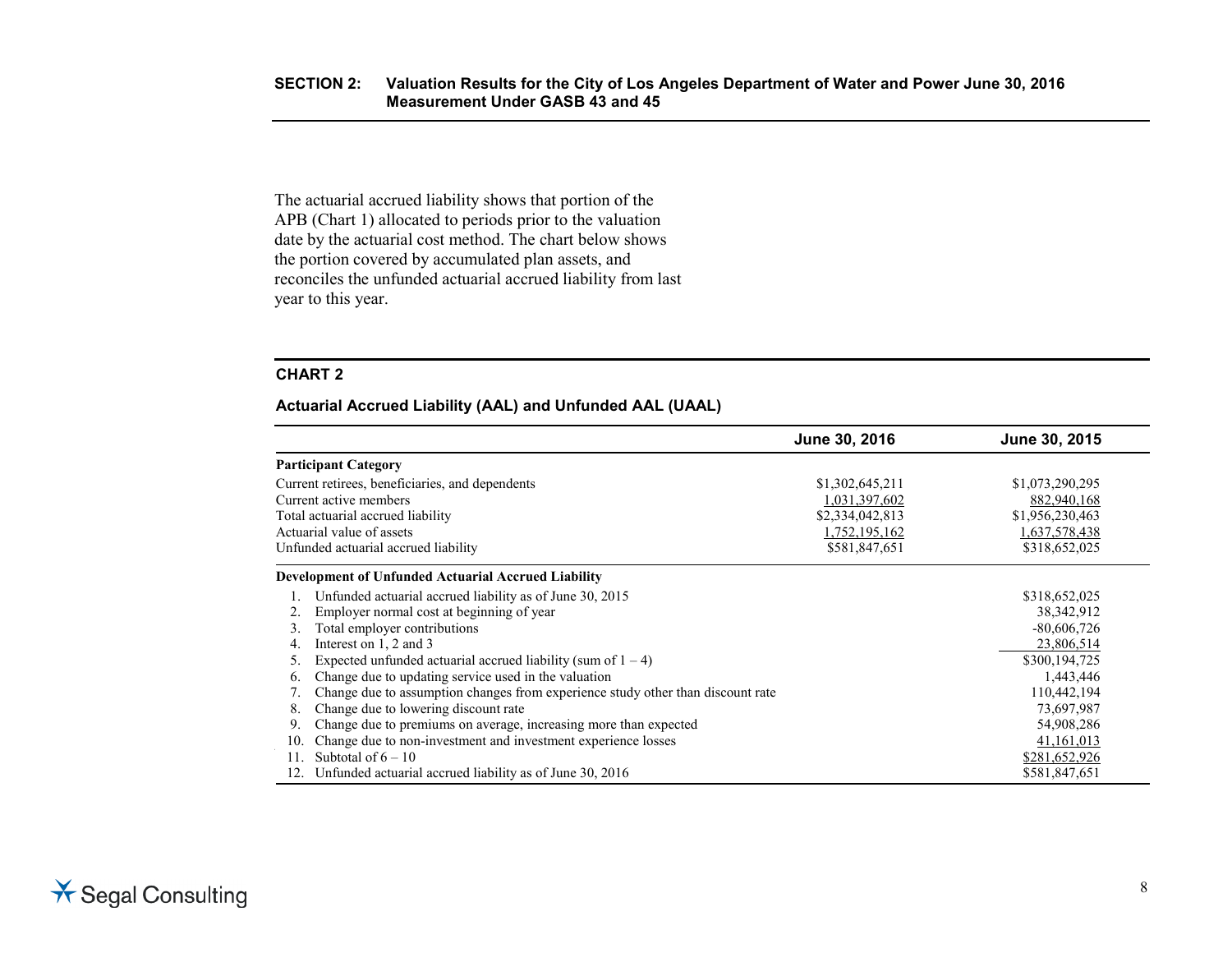The actuarial accrued liability shows that portion of the APB (Chart 1) allocated to periods prior to the valuation date by the actuarial cost method. The chart below shows the portion covered by accumulated plan assets, and reconciles the unfunded actuarial accrued liability from last year to this year.

## CHART 2

### Actuarial Accrued Liability (AAL) and Unfunded AAL (UAAL)

| | June 30, 2016 | June 30, 2015 |
|---|---|---|
| **Participant Category** | | |
| Current retirees, beneficiaries, and dependents | $1,302,645,211 | $1,073,290,295 |
| Current active members | 1,031,397,602 | 882,940,168 |
| Total actuarial accrued liability | $2,334,042,813 | $1,956,230,463 |
| Actuarial value of assets | 1,752,195,162 | 1,637,578,438 |
| Unfunded actuarial accrued liability | $581,847,651 | $318,652,025 |
| **Development of Unfunded Actuarial Accrued Liability** | | |
| 1. Unfunded actuarial accrued liability as of June 30, 2015 | | $318,652,025 |
| 2. Employer normal cost at beginning of year | | 38,342,912 |
| 3. Total employer contributions | | -80,606,726 |
| 4. Interest on 1, 2 and 3 | | 23,806,514 |
| 5. Expected unfunded actuarial accrued liability (sum of 1 – 4) | | $300,194,725 |
| 6. Change due to updating service used in the valuation | | 1,443,446 |
| 7. Change due to assumption changes from experience study other than discount rate | | 110,442,194 |
| 8. Change due to lowering discount rate | | 73,697,987 |
| 9. Change due to premiums on average, increasing more than expected | | 54,908,286 |
| 10. Change due to non-investment and investment experience losses | | 41,161,013 |
| 11. Subtotal of 6 – 10 | | $281,652,926 |
| 12. Unfunded actuarial accrued liability as of June 30, 2016 | | $581,847,651 |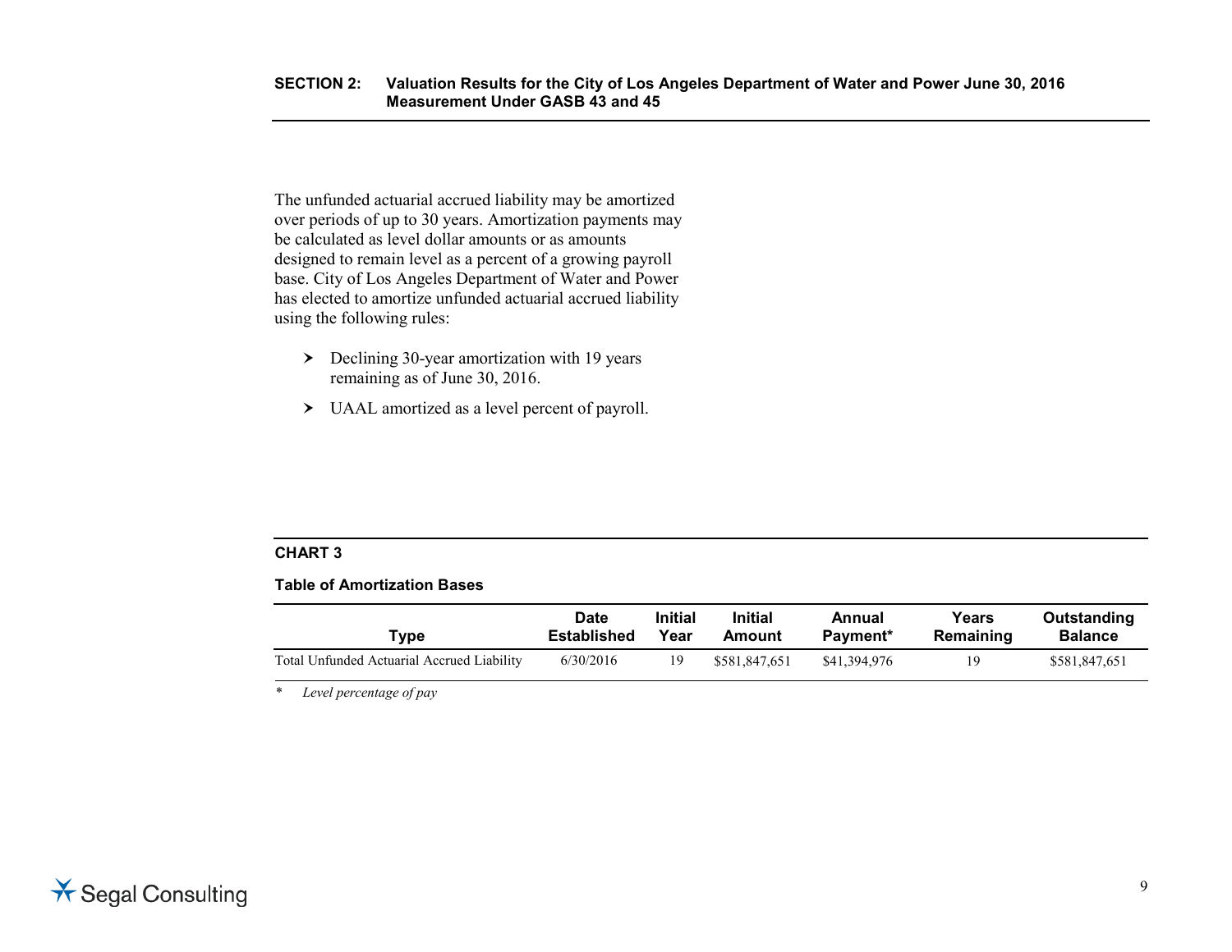The unfunded actuarial accrued liability may be amortized over periods of up to 30 years. Amortization payments may be calculated as level dollar amounts or as amounts designed to remain level as a percent of a growing payroll base. City of Los Angeles Department of Water and Power has elected to amortize unfunded actuarial accrued liability using the following rules:

- Declining 30-year amortization with 19 years remaining as of June 30, 2016.
- UAAL amortized as a level percent of payroll.

**CHART 3**

**Table of Amortization Bases**

| Type | Date Established | Initial Year | Initial Amount | Annual Payment* | Years Remaining | Outstanding Balance |
|---|---|---|---|---|---|---|
| Total Unfunded Actuarial Accrued Liability | 6/30/2016 | 19 | $581,847,651 | $41,394,976 | 19 | $581,847,651 |

\* *Level percentage of pay*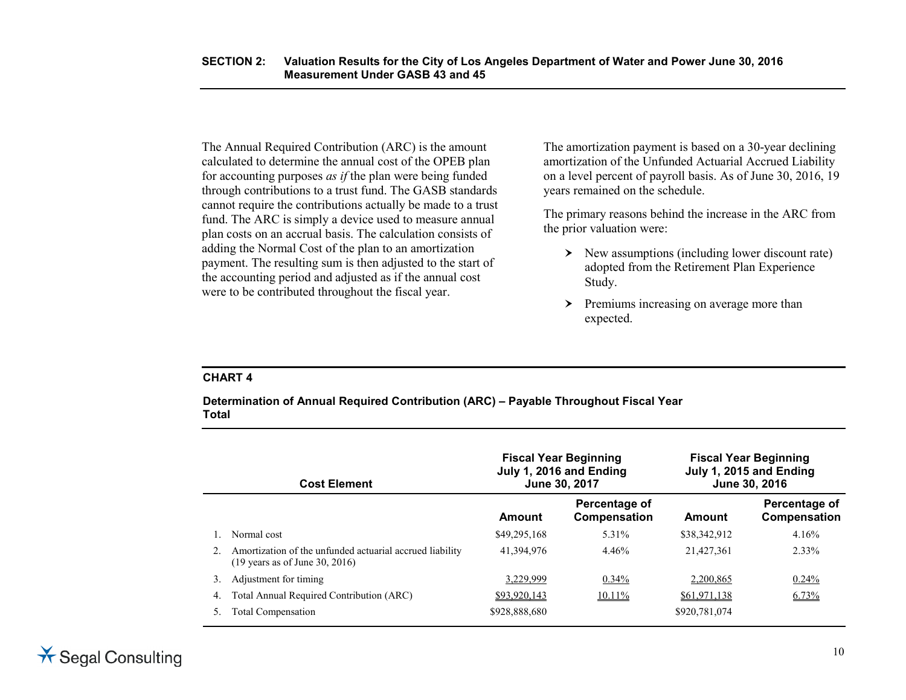The Annual Required Contribution (ARC) is the amount calculated to determine the annual cost of the OPEB plan for accounting purposes *as if* the plan were being funded through contributions to a trust fund. The GASB standards cannot require the contributions actually be made to a trust fund. The ARC is simply a device used to measure annual plan costs on an accrual basis. The calculation consists of adding the Normal Cost of the plan to an amortization payment. The resulting sum is then adjusted to the start of the accounting period and adjusted as if the annual cost were to be contributed throughout the fiscal year.

The amortization payment is based on a 30-year declining amortization of the Unfunded Actuarial Accrued Liability on a level percent of payroll basis. As of June 30, 2016, 19 years remained on the schedule.

The primary reasons behind the increase in the ARC from the prior valuation were:

- New assumptions (including lower discount rate) adopted from the Retirement Plan Experience Study.
- Premiums increasing on average more than expected.

**CHART 4**

**Determination of Annual Required Contribution (ARC) – Payable Throughout Fiscal Year**
**Total**

| Cost Element | Fiscal Year Beginning July 1, 2016 and Ending June 30, 2017 | | Fiscal Year Beginning July 1, 2015 and Ending June 30, 2016 | |
|---|---|---|---|---|
| | **Amount** | **Percentage of Compensation** | **Amount** | **Percentage of Compensation** |
| 1. Normal cost | $49,295,168 | 5.31% | $38,342,912 | 4.16% |
| 2. Amortization of the unfunded actuarial accrued liability (19 years as of June 30, 2016) | 41,394,976 | 4.46% | 21,427,361 | 2.33% |
| 3. Adjustment for timing | 3,229,999 | 0.34% | 2,200,865 | 0.24% |
| 4. Total Annual Required Contribution (ARC) | $93,920,143 | 10.11% | $61,971,138 | 6.73% |
| 5. Total Compensation | $928,888,680 | | $920,781,074 | |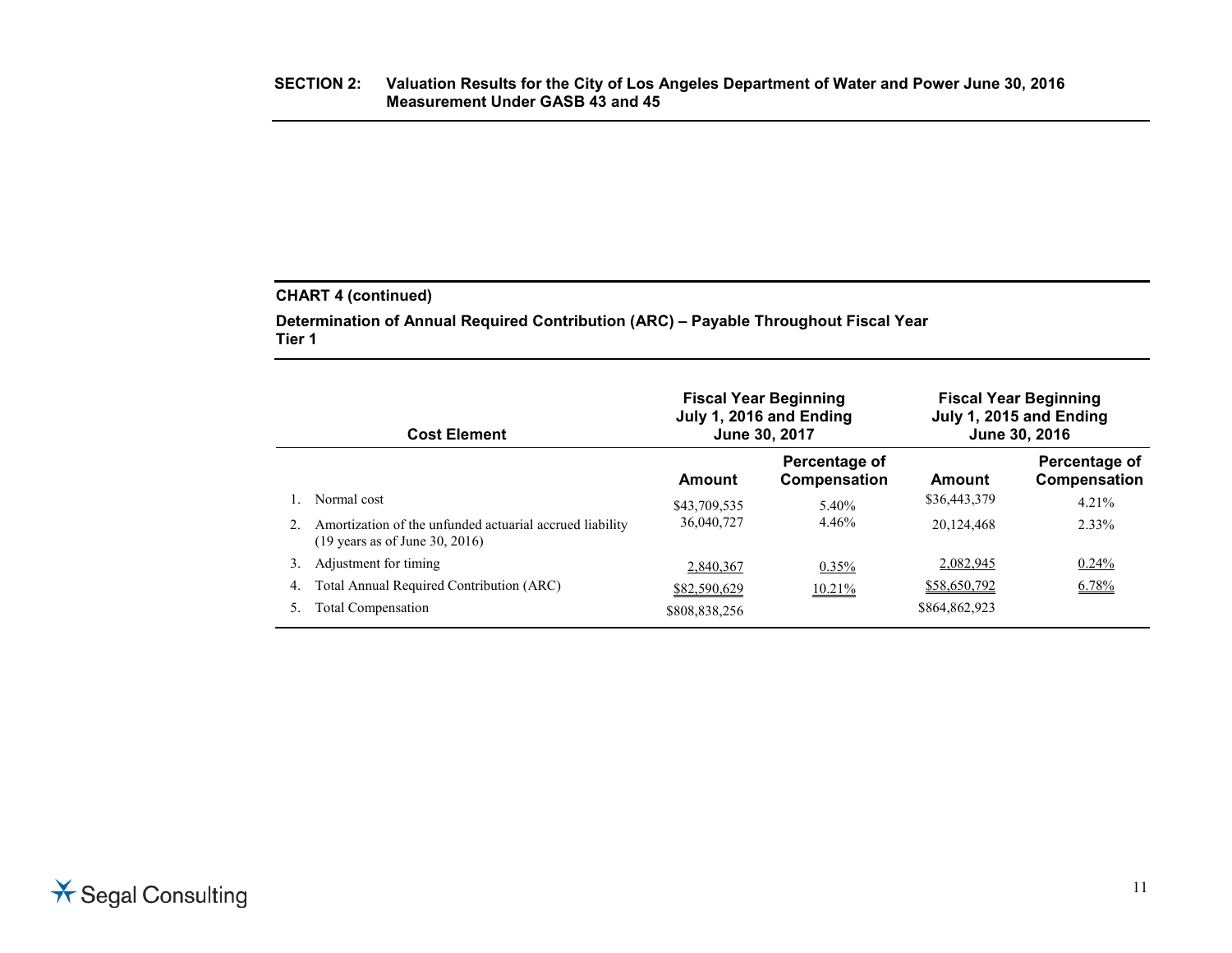### CHART 4 (continued)

**Determination of Annual Required Contribution (ARC) – Payable Throughout Fiscal Year**
**Tier 1**

| Cost Element | Fiscal Year Beginning July 1, 2016 and Ending June 30, 2017 | | Fiscal Year Beginning July 1, 2015 and Ending June 30, 2016 | |
|---|---|---|---|---|
| | Amount | Percentage of Compensation | Amount | Percentage of Compensation |
| 1. Normal cost | $43,709,535 | 5.40% | $36,443,379 | 4.21% |
| 2. Amortization of the unfunded actuarial accrued liability (19 years as of June 30, 2016) | 36,040,727 | 4.46% | 20,124,468 | 2.33% |
| 3. Adjustment for timing | 2,840,367 | 0.35% | 2,082,945 | 0.24% |
| 4. Total Annual Required Contribution (ARC) | $82,590,629 | 10.21% | $58,650,792 | 6.78% |
| 5. Total Compensation | $808,838,256 | | $864,862,923 | |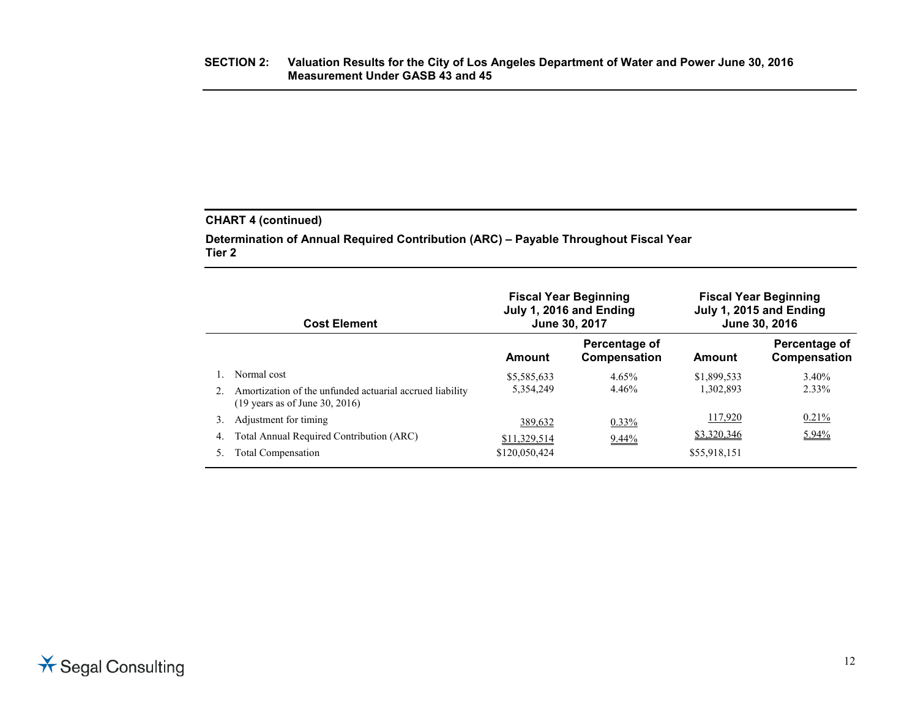**SECTION 2: Valuation Results for the City of Los Angeles Department of Water and Power June 30, 2016 Measurement Under GASB 43 and 45**

**CHART 4 (continued)**

**Determination of Annual Required Contribution (ARC) – Payable Throughout Fiscal Year**
**Tier 2**

| Cost Element | Fiscal Year Beginning July 1, 2016 and Ending June 30, 2017 | | Fiscal Year Beginning July 1, 2015 and Ending June 30, 2016 | |
|---|---|---|---|---|
| | **Amount** | **Percentage of Compensation** | **Amount** | **Percentage of Compensation** |
| 1. Normal cost | $5,585,633 | 4.65% | $1,899,533 | 3.40% |
| 2. Amortization of the unfunded actuarial accrued liability (19 years as of June 30, 2016) | 5,354,249 | 4.46% | 1,302,893 | 2.33% |
| 3. Adjustment for timing | 389,632 | 0.33% | 117,920 | 0.21% |
| 4. Total Annual Required Contribution (ARC) | $11,329,514 | 9.44% | $3,320,346 | 5.94% |
| 5. Total Compensation | $120,050,424 | | $55,918,151 | |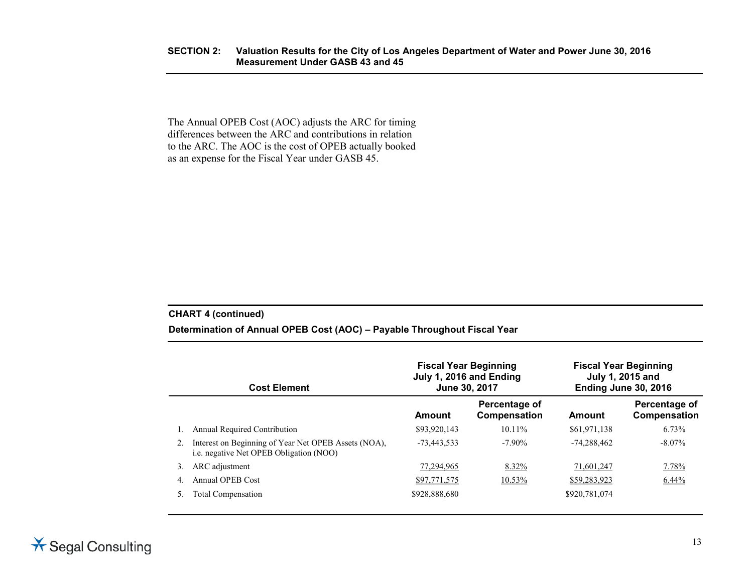The Annual OPEB Cost (AOC) adjusts the ARC for timing differences between the ARC and contributions in relation to the ARC. The AOC is the cost of OPEB actually booked as an expense for the Fiscal Year under GASB 45.

**CHART 4 (continued)**

**Determination of Annual OPEB Cost (AOC) – Payable Throughout Fiscal Year**

| Cost Element | Fiscal Year Beginning July 1, 2016 and Ending June 30, 2017 | | Fiscal Year Beginning July 1, 2015 and Ending June 30, 2016 | |
|---|---|---|---|---|
| | **Amount** | **Percentage of Compensation** | **Amount** | **Percentage of Compensation** |
| 1. Annual Required Contribution | $93,920,143 | 10.11% | $61,971,138 | 6.73% |
| 2. Interest on Beginning of Year Net OPEB Assets (NOA), i.e. negative Net OPEB Obligation (NOO) | -73,443,533 | -7.90% | -74,288,462 | -8.07% |
| 3. ARC adjustment | 77,294,965 | 8.32% | 71,601,247 | 7.78% |
| 4. Annual OPEB Cost | $97,771,575 | 10.53% | $59,283,923 | 6.44% |
| 5. Total Compensation | $928,888,680 | | $920,781,074 | |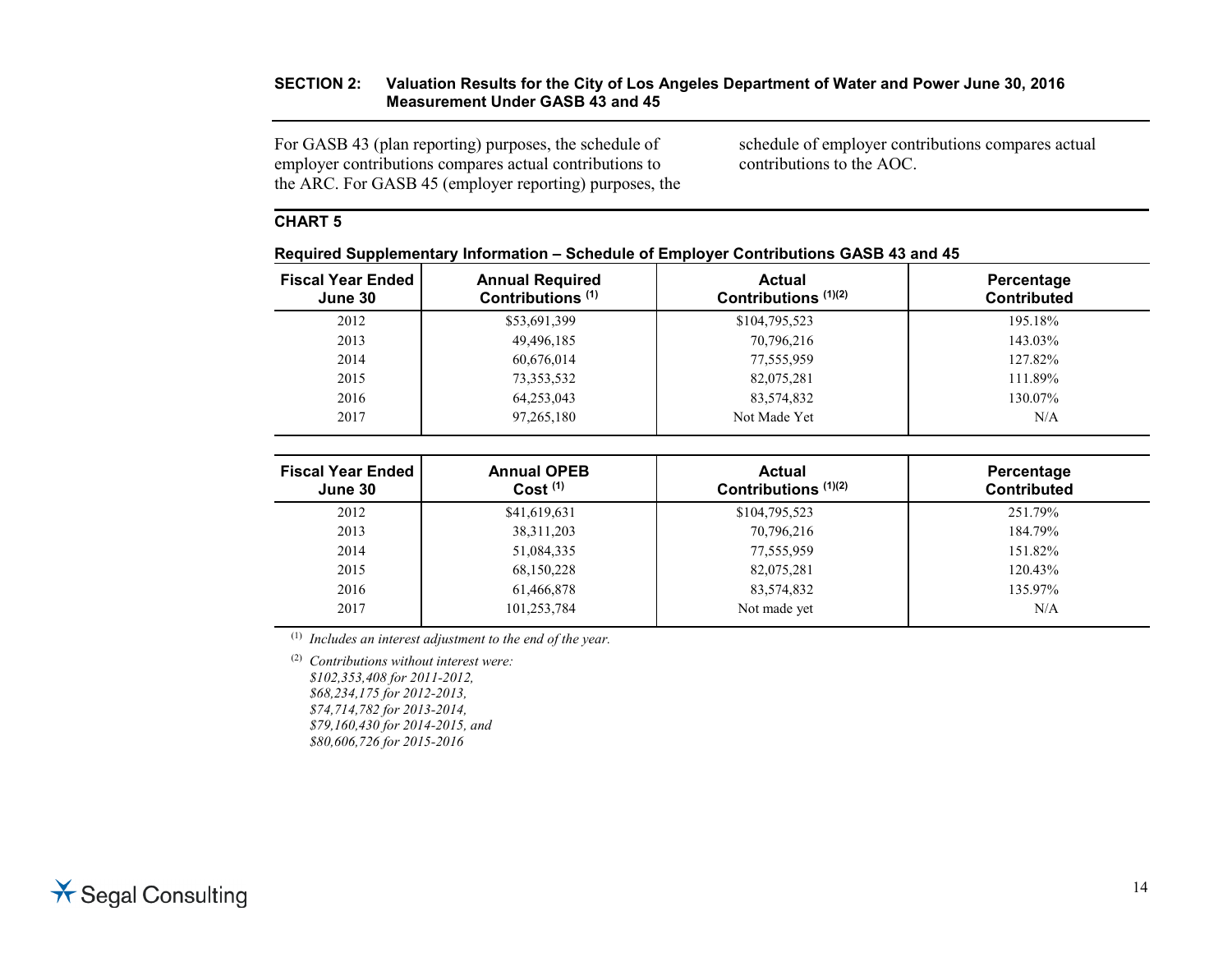**SECTION 2: Valuation Results for the City of Los Angeles Department of Water and Power June 30, 2016 Measurement Under GASB 43 and 45**

For GASB 43 (plan reporting) purposes, the schedule of employer contributions compares actual contributions to the ARC. For GASB 45 (employer reporting) purposes, the schedule of employer contributions compares actual contributions to the AOC.

**CHART 5**

**Required Supplementary Information – Schedule of Employer Contributions GASB 43 and 45**

| Fiscal Year Ended June 30 | Annual Required Contributions [1] | Actual Contributions [1][2] | Percentage Contributed |
|---|---|---|---|
| 2012 | $53,691,399 | $104,795,523 | 195.18% |
| 2013 | 49,496,185 | 70,796,216 | 143.03% |
| 2014 | 60,676,014 | 77,555,959 | 127.82% |
| 2015 | 73,353,532 | 82,075,281 | 111.89% |
| 2016 | 64,253,043 | 83,574,832 | 130.07% |
| 2017 | 97,265,180 | Not Made Yet | N/A |

| Fiscal Year Ended June 30 | Annual OPEB Cost [1] | Actual Contributions [1][2] | Percentage Contributed |
|---|---|---|---|
| 2012 | $41,619,631 | $104,795,523 | 251.79% |
| 2013 | 38,311,203 | 70,796,216 | 184.79% |
| 2014 | 51,084,335 | 77,555,959 | 151.82% |
| 2015 | 68,150,228 | 82,075,281 | 120.43% |
| 2016 | 61,466,878 | 83,574,832 | 135.97% |
| 2017 | 101,253,784 | Not made yet | N/A |

[1] *Includes an interest adjustment to the end of the year.*

[2] *Contributions without interest were:*
*$102,353,408 for 2011-2012,*
*$68,234,175 for 2012-2013,*
*$74,714,782 for 2013-2014,*
*$79,160,430 for 2014-2015, and*
*$80,606,726 for 2015-2016*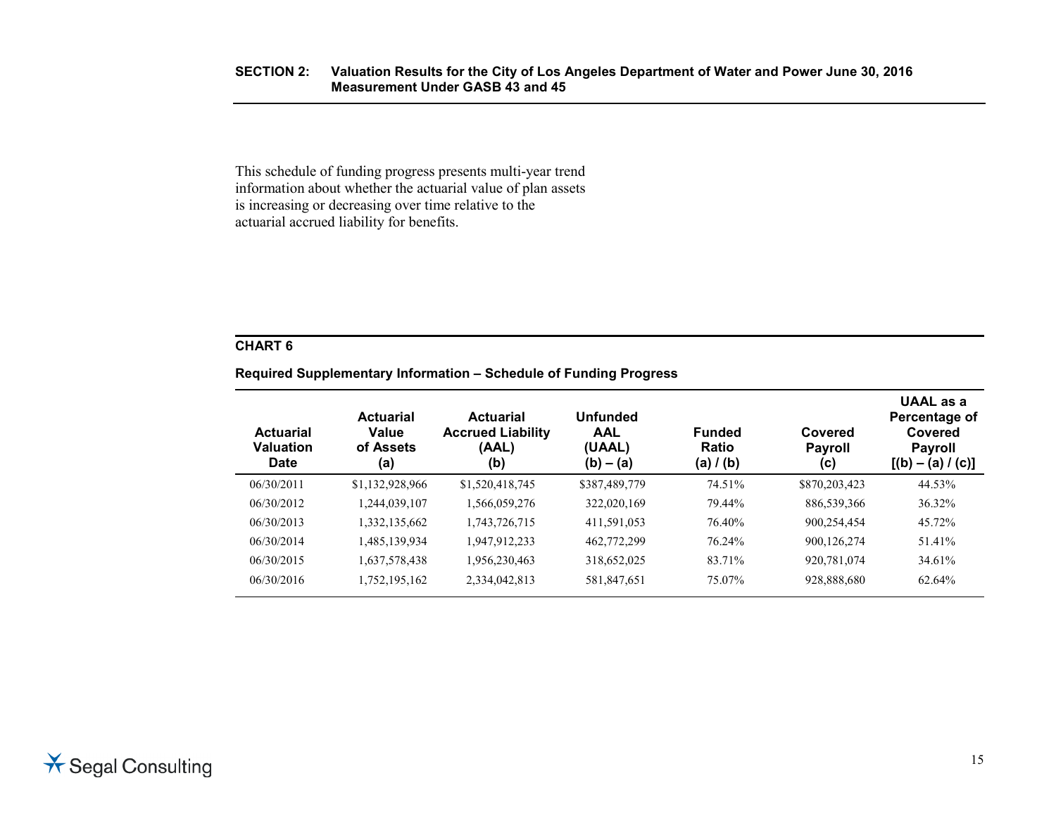This schedule of funding progress presents multi-year trend information about whether the actuarial value of plan assets is increasing or decreasing over time relative to the actuarial accrued liability for benefits.

**CHART 6**

**Required Supplementary Information – Schedule of Funding Progress**

| Actuarial Valuation Date | Actuarial Value of Assets (a) | Actuarial Accrued Liability (AAL) (b) | Unfunded AAL (UAAL) (b) – (a) | Funded Ratio (a) / (b) | Covered Payroll (c) | UAAL as a Percentage of Covered Payroll [(b) – (a) / (c)] |
|---|---|---|---|---|---|---|
| 06/30/2011 | $1,132,928,966 | $1,520,418,745 | $387,489,779 | 74.51% | $870,203,423 | 44.53% |
| 06/30/2012 | 1,244,039,107 | 1,566,059,276 | 322,020,169 | 79.44% | 886,539,366 | 36.32% |
| 06/30/2013 | 1,332,135,662 | 1,743,726,715 | 411,591,053 | 76.40% | 900,254,454 | 45.72% |
| 06/30/2014 | 1,485,139,934 | 1,947,912,233 | 462,772,299 | 76.24% | 900,126,274 | 51.41% |
| 06/30/2015 | 1,637,578,438 | 1,956,230,463 | 318,652,025 | 83.71% | 920,781,074 | 34.61% |
| 06/30/2016 | 1,752,195,162 | 2,334,042,813 | 581,847,651 | 75.07% | 928,888,680 | 62.64% |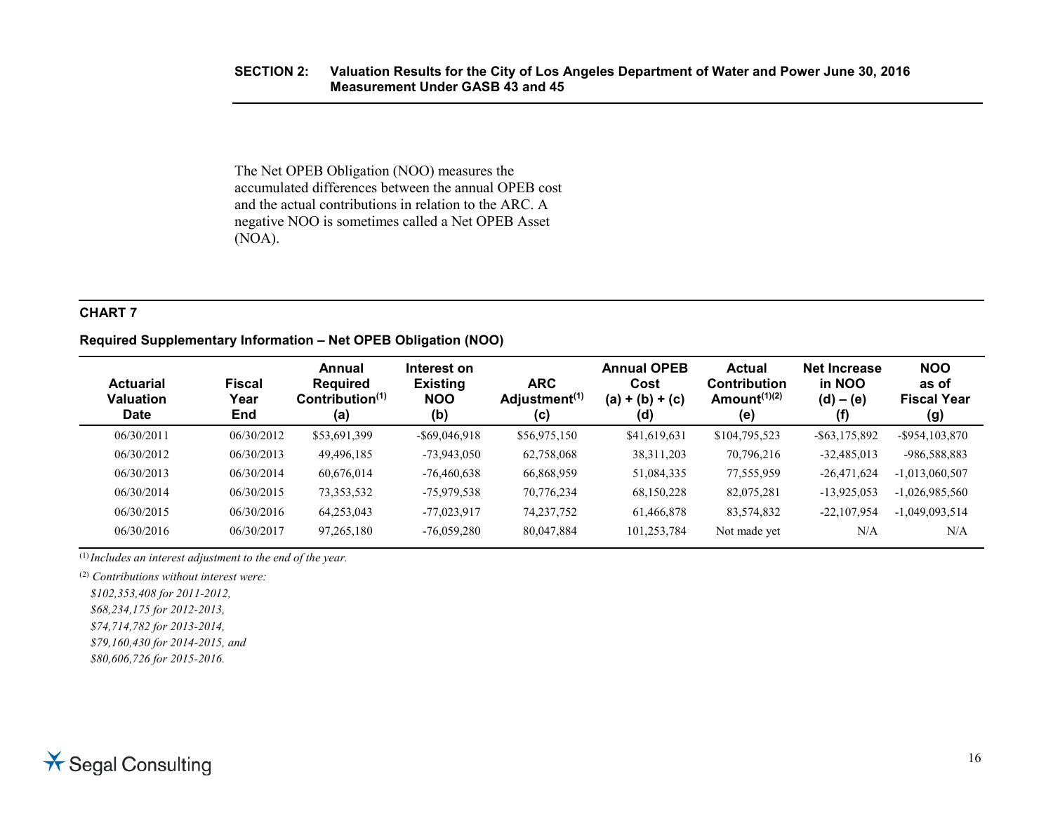The Net OPEB Obligation (NOO) measures the accumulated differences between the annual OPEB cost and the actual contributions in relation to the ARC. A negative NOO is sometimes called a Net OPEB Asset (NOA).

**CHART 7**

**Required Supplementary Information – Net OPEB Obligation (NOO)**

| Actuarial Valuation Date | Fiscal Year End | Annual Required Contribution[(1)] (a) | Interest on Existing NOO (b) | ARC Adjustment[(1)] (c) | Annual OPEB Cost (a) + (b) + (c) (d) | Actual Contribution Amount[(1)(2)] (e) | Net Increase in NOO (d) – (e) (f) | NOO as of Fiscal Year (g) |
|---|---|---|---|---|---|---|---|---|
| 06/30/2011 | 06/30/2012 | $53,691,399 | -$69,046,918 | $56,975,150 | $41,619,631 | $104,795,523 | -$63,175,892 | -$954,103,870 |
| 06/30/2012 | 06/30/2013 | 49,496,185 | -73,943,050 | 62,758,068 | 38,311,203 | 70,796,216 | -32,485,013 | -986,588,883 |
| 06/30/2013 | 06/30/2014 | 60,676,014 | -76,460,638 | 66,868,959 | 51,084,335 | 77,555,959 | -26,471,624 | -1,013,060,507 |
| 06/30/2014 | 06/30/2015 | 73,353,532 | -75,979,538 | 70,776,234 | 68,150,228 | 82,075,281 | -13,925,053 | -1,026,985,560 |
| 06/30/2015 | 06/30/2016 | 64,253,043 | -77,023,917 | 74,237,752 | 61,466,878 | 83,574,832 | -22,107,954 | -1,049,093,514 |
| 06/30/2016 | 06/30/2017 | 97,265,180 | -76,059,280 | 80,047,884 | 101,253,784 | Not made yet | N/A | N/A |

[(1)] *Includes an interest adjustment to the end of the year.*

[(2)] *Contributions without interest were:*
*$102,353,408 for 2011-2012,*
*$68,234,175 for 2012-2013,*
*$74,714,782 for 2013-2014,*
*$79,160,430 for 2014-2015, and*
*$80,606,726 for 2015-2016.*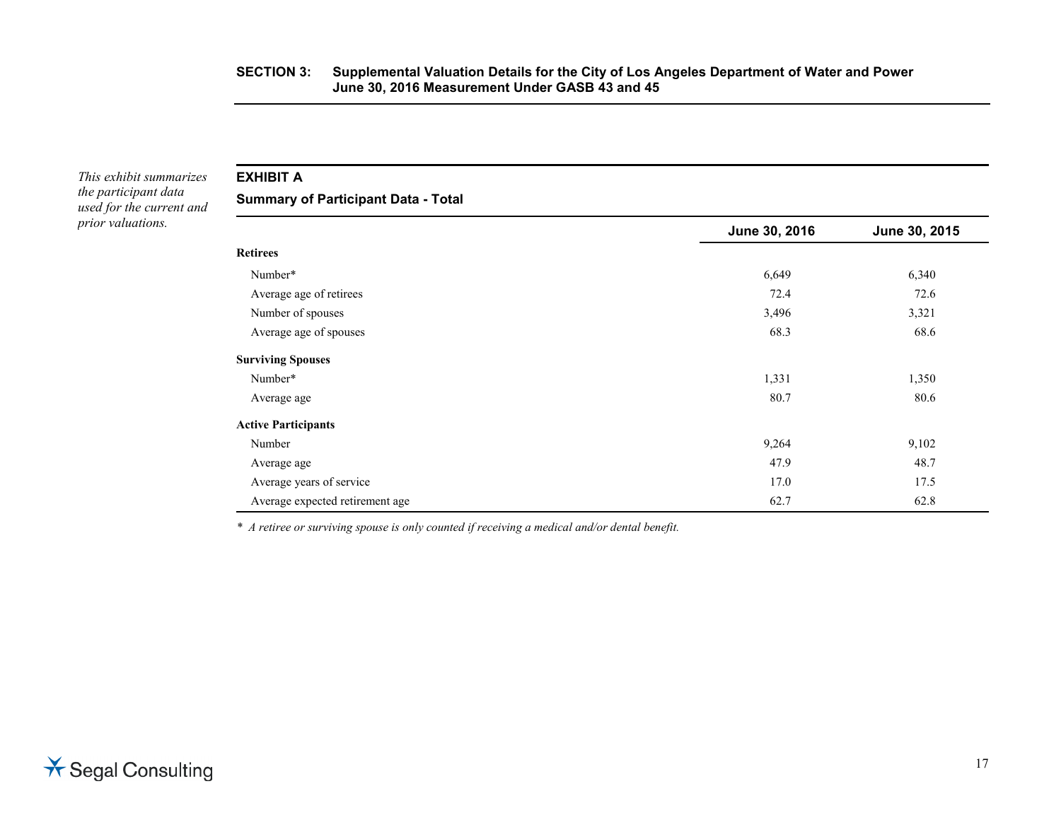**SECTION 3: Supplemental Valuation Details for the City of Los Angeles Department of Water and Power June 30, 2016 Measurement Under GASB 43 and 45**

*This exhibit summarizes the participant data used for the current and prior valuations.*

### EXHIBIT A

**Summary of Participant Data - Total**

| | June 30, 2016 | June 30, 2015 |
|---|---|---|
| **Retirees** | | |
| Number* | 6,649 | 6,340 |
| Average age of retirees | 72.4 | 72.6 |
| Number of spouses | 3,496 | 3,321 |
| Average age of spouses | 68.3 | 68.6 |
| **Surviving Spouses** | | |
| Number* | 1,331 | 1,350 |
| Average age | 80.7 | 80.6 |
| **Active Participants** | | |
| Number | 9,264 | 9,102 |
| Average age | 47.9 | 48.7 |
| Average years of service | 17.0 | 17.5 |
| Average expected retirement age | 62.7 | 62.8 |

\* *A retiree or surviving spouse is only counted if receiving a medical and/or dental benefit.*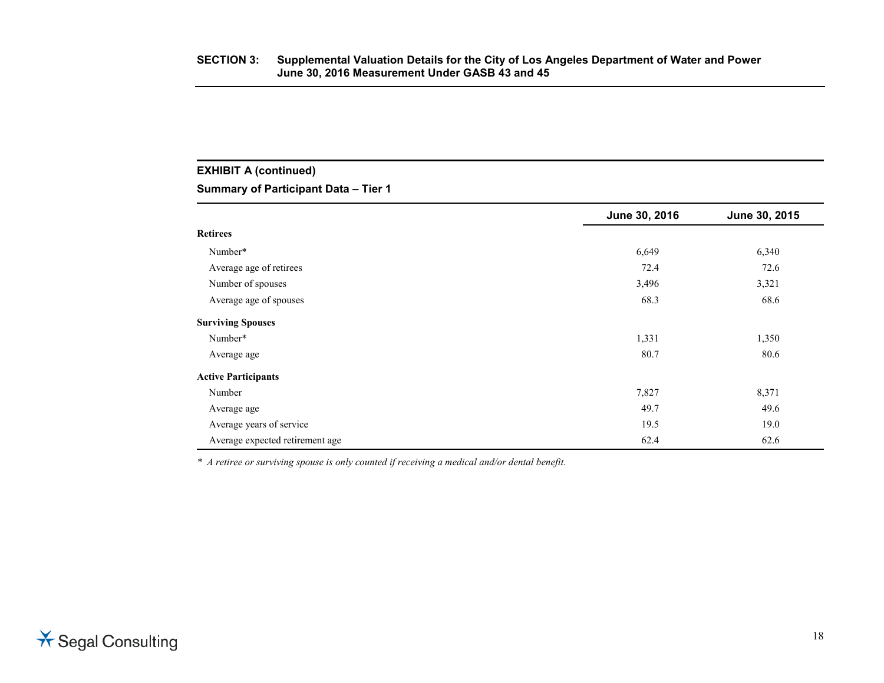**SECTION 3: Supplemental Valuation Details for the City of Los Angeles Department of Water and Power June 30, 2016 Measurement Under GASB 43 and 45**

**EXHIBIT A (continued)**

**Summary of Participant Data – Tier 1**

| | June 30, 2016 | June 30, 2015 |
|---|---|---|
| **Retirees** | | |
| Number* | 6,649 | 6,340 |
| Average age of retirees | 72.4 | 72.6 |
| Number of spouses | 3,496 | 3,321 |
| Average age of spouses | 68.3 | 68.6 |
| **Surviving Spouses** | | |
| Number* | 1,331 | 1,350 |
| Average age | 80.7 | 80.6 |
| **Active Participants** | | |
| Number | 7,827 | 8,371 |
| Average age | 49.7 | 49.6 |
| Average years of service | 19.5 | 19.0 |
| Average expected retirement age | 62.4 | 62.6 |

* *A retiree or surviving spouse is only counted if receiving a medical and/or dental benefit.*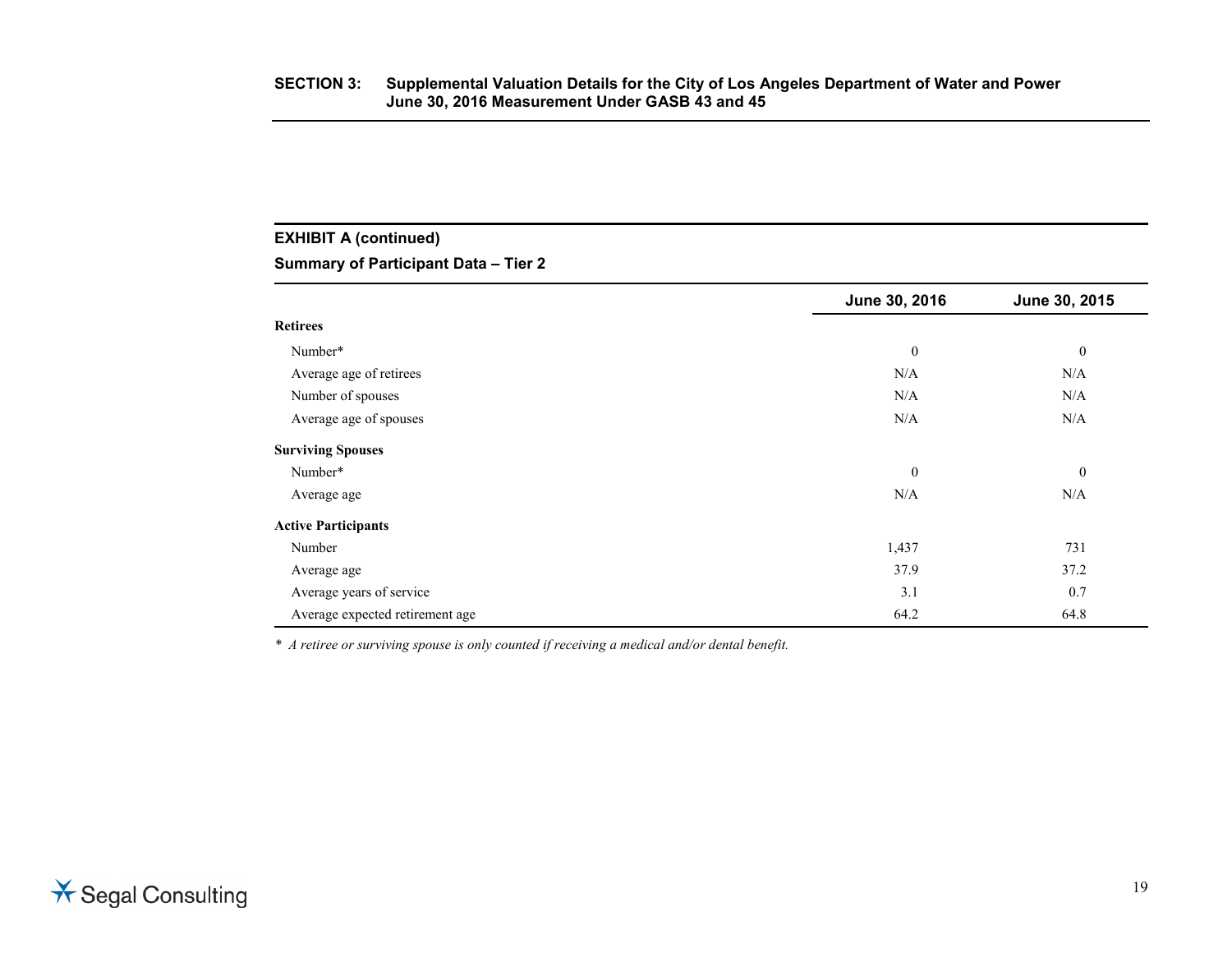## SECTION 3: Supplemental Valuation Details for the City of Los Angeles Department of Water and Power June 30, 2016 Measurement Under GASB 43 and 45

### EXHIBIT A (continued)

**Summary of Participant Data – Tier 2**

| | June 30, 2016 | June 30, 2015 |
|---|---|---|
| **Retirees** | | |
| Number* | 0 | 0 |
| Average age of retirees | N/A | N/A |
| Number of spouses | N/A | N/A |
| Average age of spouses | N/A | N/A |
| **Surviving Spouses** | | |
| Number* | 0 | 0 |
| Average age | N/A | N/A |
| **Active Participants** | | |
| Number | 1,437 | 731 |
| Average age | 37.9 | 37.2 |
| Average years of service | 3.1 | 0.7 |
| Average expected retirement age | 64.2 | 64.8 |

*\* A retiree or surviving spouse is only counted if receiving a medical and/or dental benefit.*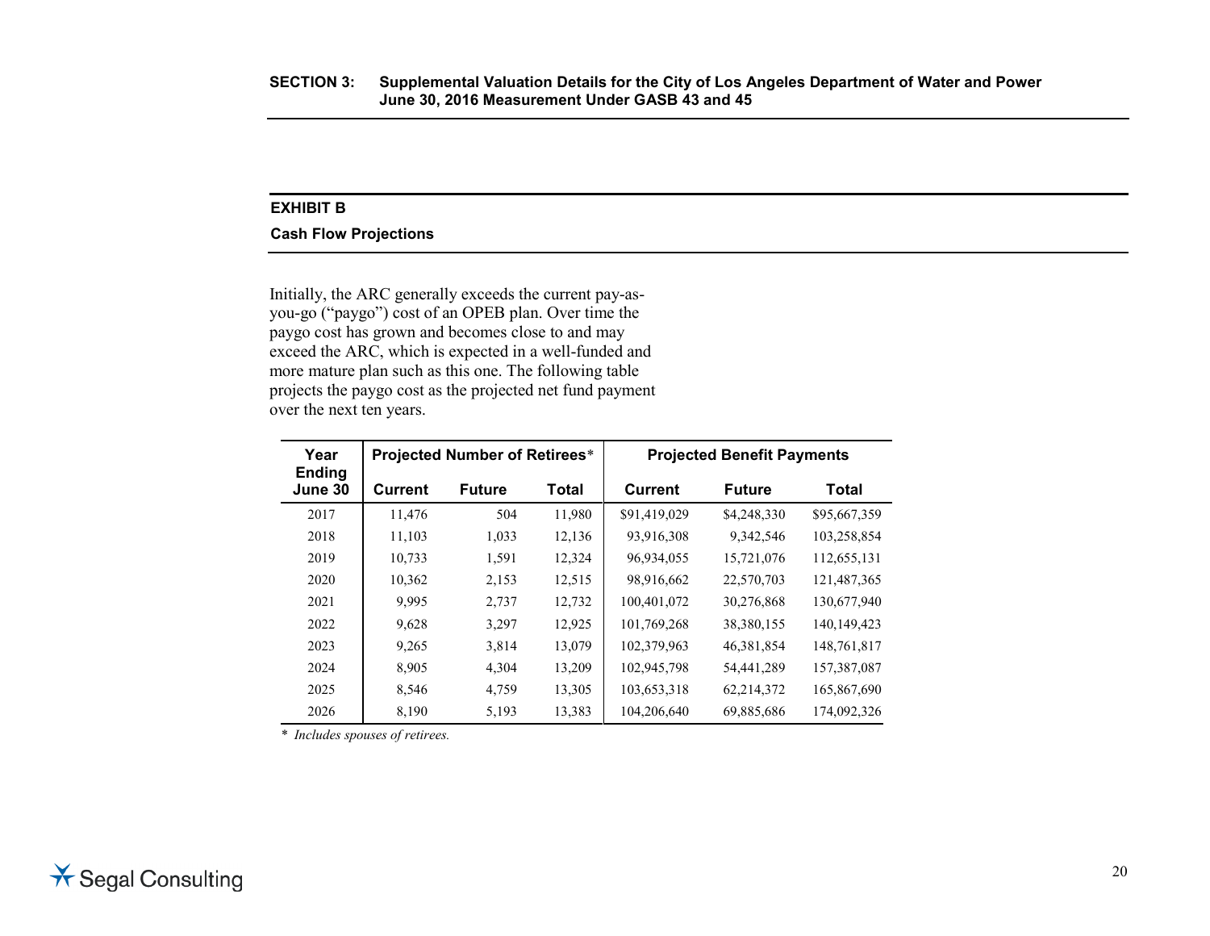**SECTION 3: Supplemental Valuation Details for the City of Los Angeles Department of Water and Power June 30, 2016 Measurement Under GASB 43 and 45**

## EXHIBIT B

### Cash Flow Projections

Initially, the ARC generally exceeds the current pay-as-you-go ("paygo") cost of an OPEB plan. Over time the paygo cost has grown and becomes close to and may exceed the ARC, which is expected in a well-funded and more mature plan such as this one. The following table projects the paygo cost as the projected net fund payment over the next ten years.

| Year Ending June 30 | Projected Number of Retirees* | | | Projected Benefit Payments | | |
|---|---|---|---|---|---|---|
| | Current | Future | Total | Current | Future | Total |
| 2017 | 11,476 | 504 | 11,980 | $91,419,029 | $4,248,330 | $95,667,359 |
| 2018 | 11,103 | 1,033 | 12,136 | 93,916,308 | 9,342,546 | 103,258,854 |
| 2019 | 10,733 | 1,591 | 12,324 | 96,934,055 | 15,721,076 | 112,655,131 |
| 2020 | 10,362 | 2,153 | 12,515 | 98,916,662 | 22,570,703 | 121,487,365 |
| 2021 | 9,995 | 2,737 | 12,732 | 100,401,072 | 30,276,868 | 130,677,940 |
| 2022 | 9,628 | 3,297 | 12,925 | 101,769,268 | 38,380,155 | 140,149,423 |
| 2023 | 9,265 | 3,814 | 13,079 | 102,379,963 | 46,381,854 | 148,761,817 |
| 2024 | 8,905 | 4,304 | 13,209 | 102,945,798 | 54,441,289 | 157,387,087 |
| 2025 | 8,546 | 4,759 | 13,305 | 103,653,318 | 62,214,372 | 165,867,690 |
| 2026 | 8,190 | 5,193 | 13,383 | 104,206,640 | 69,885,686 | 174,092,326 |

\* *Includes spouses of retirees.*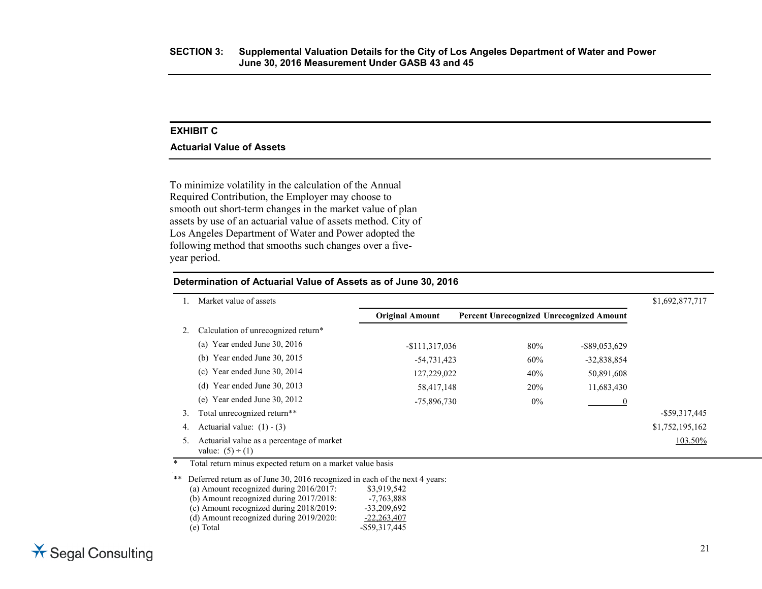## EXHIBIT C

### Actuarial Value of Assets

To minimize volatility in the calculation of the Annual Required Contribution, the Employer may choose to smooth out short-term changes in the market value of plan assets by use of an actuarial value of assets method. City of Los Angeles Department of Water and Power adopted the following method that smooths such changes over a five-year period.

### Determination of Actuarial Value of Assets as of June 30, 2016

| | | Original Amount | Percent Unrecognized | Unrecognized Amount | |
|---|---|---|---|---|---|
| 1. | Market value of assets | | | | $1,692,877,717 |
| 2. | Calculation of unrecognized return* | | | | |
| | (a) Year ended June 30, 2016 | -$111,317,036 | 80% | -$89,053,629 | |
| | (b) Year ended June 30, 2015 | -54,731,423 | 60% | -32,838,854 | |
| | (c) Year ended June 30, 2014 | 127,229,022 | 40% | 50,891,608 | |
| | (d) Year ended June 30, 2013 | 58,417,148 | 20% | 11,683,430 | |
| | (e) Year ended June 30, 2012 | -75,896,730 | 0% | 0 | |
| 3. | Total unrecognized return** | | | | -$59,317,445 |
| 4. | Actuarial value: (1) - (3) | | | | $1,752,195,162 |
| 5. | Actuarial value as a percentage of market value: (5) ÷ (1) | | | | 103.50% |

\* Total return minus expected return on a market value basis

** Deferred return as of June 30, 2016 recognized in each of the next 4 years:

| | |
|---|---|
| (a) Amount recognized during 2016/2017: | $3,919,542 |
| (b) Amount recognized during 2017/2018: | -7,763,888 |
| (c) Amount recognized during 2018/2019: | -33,209,692 |
| (d) Amount recognized during 2019/2020: | -22,263,407 |
| (e) Total | -$59,317,445 |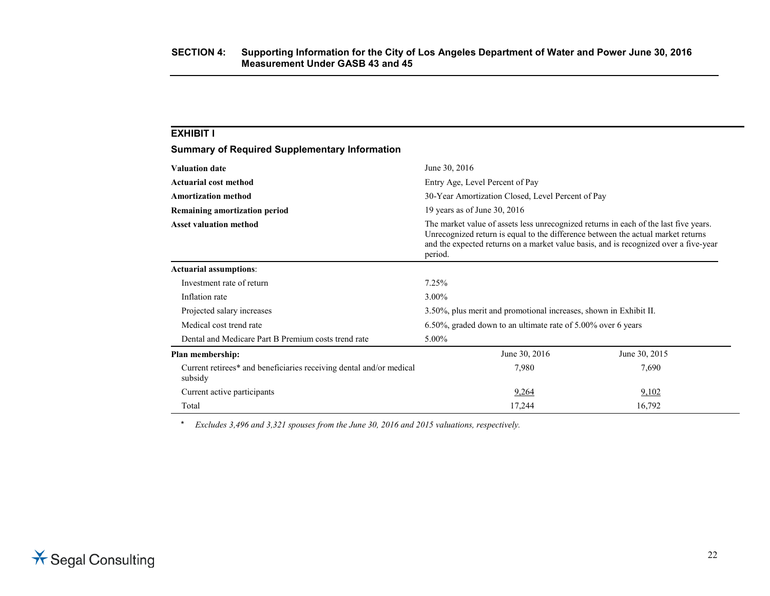## SECTION 4: Supporting Information for the City of Los Angeles Department of Water and Power June 30, 2016 Measurement Under GASB 43 and 45

### EXHIBIT I

### Summary of Required Supplementary Information

| | |
|---|---|
| **Valuation date** | June 30, 2016 |
| **Actuarial cost method** | Entry Age, Level Percent of Pay |
| **Amortization method** | 30-Year Amortization Closed, Level Percent of Pay |
| **Remaining amortization period** | 19 years as of June 30, 2016 |
| **Asset valuation method** | The market value of assets less unrecognized returns in each of the last five years. Unrecognized return is equal to the difference between the actual market returns and the expected returns on a market value basis, and is recognized over a five-year period. |

| | |
|---|---|
| **Actuarial assumptions**: | |
| Investment rate of return | 7.25% |
| Inflation rate | 3.00% |
| Projected salary increases | 3.50%, plus merit and promotional increases, shown in Exhibit II. |
| Medical cost trend rate | 6.50%, graded down to an ultimate rate of 5.00% over 6 years |
| Dental and Medicare Part B Premium costs trend rate | 5.00% |

| **Plan membership:** | June 30, 2016 | June 30, 2015 |
|---|---|---|
| Current retirees* and beneficiaries receiving dental and/or medical subsidy | 7,980 | 7,690 |
| Current active participants | 9,264 | 9,102 |
| Total | 17,244 | 16,792 |

\* *Excludes 3,496 and 3,321 spouses from the June 30, 2016 and 2015 valuations, respectively.*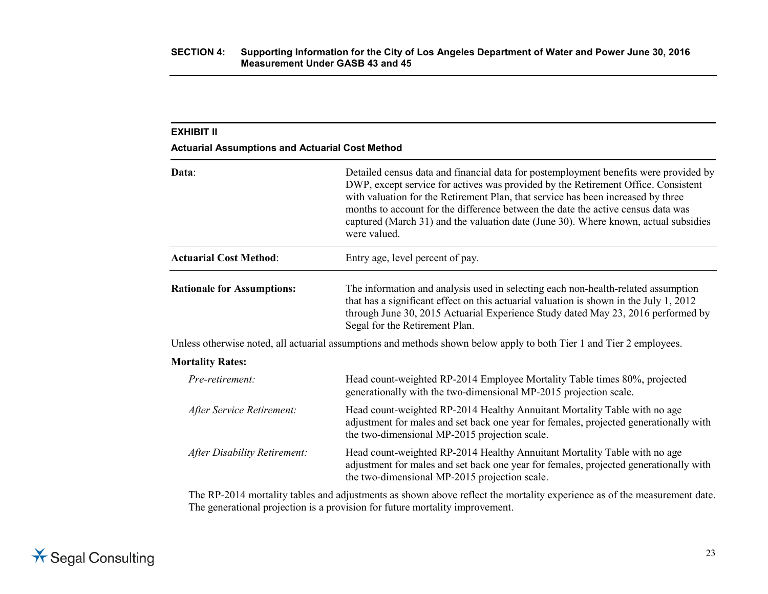## EXHIBIT II

### Actuarial Assumptions and Actuarial Cost Method

| | |
|---|---|
| **Data**: | Detailed census data and financial data for postemployment benefits were provided by DWP, except service for actives was provided by the Retirement Office. Consistent with valuation for the Retirement Plan, that service has been increased by three months to account for the difference between the date the active census data was captured (March 31) and the valuation date (June 30). Where known, actual subsidies were valued. |
| **Actuarial Cost Method**: | Entry age, level percent of pay. |
| **Rationale for Assumptions:** | The information and analysis used in selecting each non-health-related assumption that has a significant effect on this actuarial valuation is shown in the July 1, 2012 through June 30, 2015 Actuarial Experience Study dated May 23, 2016 performed by Segal for the Retirement Plan. |

Unless otherwise noted, all actuarial assumptions and methods shown below apply to both Tier 1 and Tier 2 employees.

**Mortality Rates:**

| | |
|---|---|
| *Pre-retirement:* | Head count-weighted RP-2014 Employee Mortality Table times 80%, projected generationally with the two-dimensional MP-2015 projection scale. |
| *After Service Retirement:* | Head count-weighted RP-2014 Healthy Annuitant Mortality Table with no age adjustment for males and set back one year for females, projected generationally with the two-dimensional MP-2015 projection scale. |
| *After Disability Retirement:* | Head count-weighted RP-2014 Healthy Annuitant Mortality Table with no age adjustment for males and set back one year for females, projected generationally with the two-dimensional MP-2015 projection scale. |

The RP-2014 mortality tables and adjustments as shown above reflect the mortality experience as of the measurement date. The generational projection is a provision for future mortality improvement.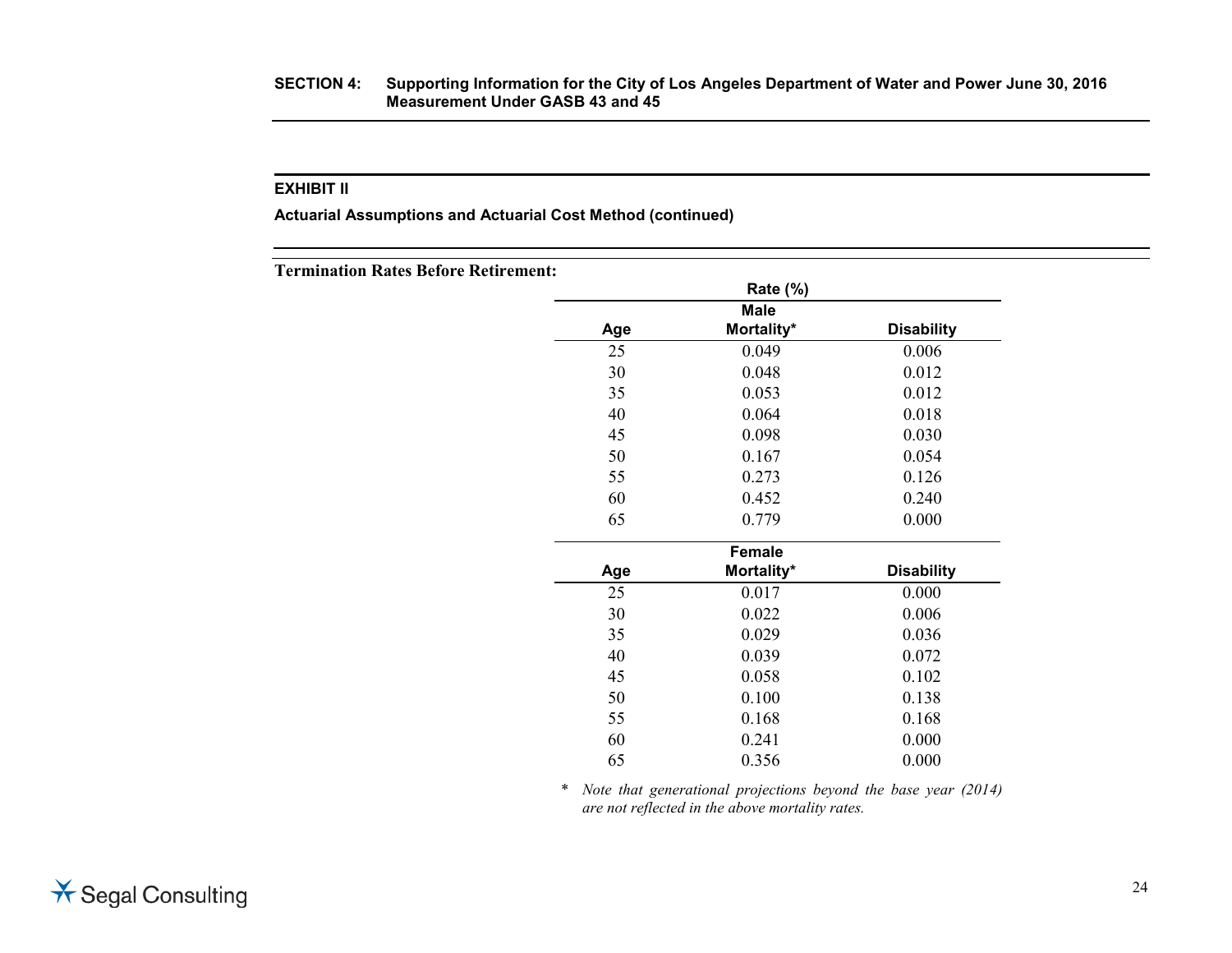**SECTION 4: Supporting Information for the City of Los Angeles Department of Water and Power June 30, 2016 Measurement Under GASB 43 and 45**

**EXHIBIT II**

**Actuarial Assumptions and Actuarial Cost Method (continued)**

**Termination Rates Before Retirement:**

| | Rate (%) | |
|---|---|---|
| **Age** | **Male Mortality*** | **Disability** |
| 25 | 0.049 | 0.006 |
| 30 | 0.048 | 0.012 |
| 35 | 0.053 | 0.012 |
| 40 | 0.064 | 0.018 |
| 45 | 0.098 | 0.030 |
| 50 | 0.167 | 0.054 |
| 55 | 0.273 | 0.126 |
| 60 | 0.452 | 0.240 |
| 65 | 0.779 | 0.000 |

| **Age** | **Female Mortality*** | **Disability** |
|---|---|---|
| 25 | 0.017 | 0.000 |
| 30 | 0.022 | 0.006 |
| 35 | 0.029 | 0.036 |
| 40 | 0.039 | 0.072 |
| 45 | 0.058 | 0.102 |
| 50 | 0.100 | 0.138 |
| 55 | 0.168 | 0.168 |
| 60 | 0.241 | 0.000 |
| 65 | 0.356 | 0.000 |

\* *Note that generational projections beyond the base year (2014) are not reflected in the above mortality rates.*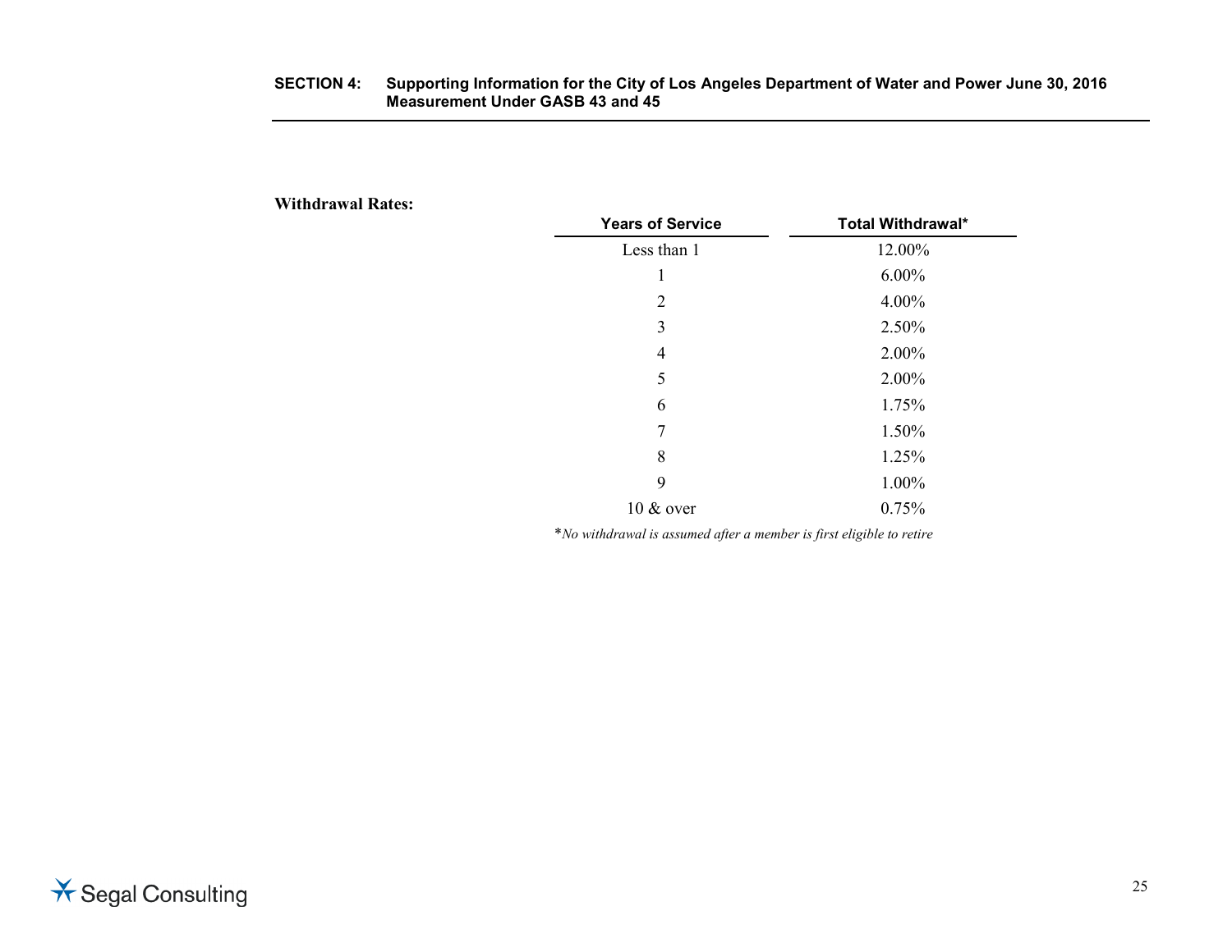**Withdrawal Rates:**

| Years of Service | Total Withdrawal* |
|---|---|
| Less than 1 | 12.00% |
| 1 | 6.00% |
| 2 | 4.00% |
| 3 | 2.50% |
| 4 | 2.00% |
| 5 | 2.00% |
| 6 | 1.75% |
| 7 | 1.50% |
| 8 | 1.25% |
| 9 | 1.00% |
| 10 & over | 0.75% |

*\*No withdrawal is assumed after a member is first eligible to retire*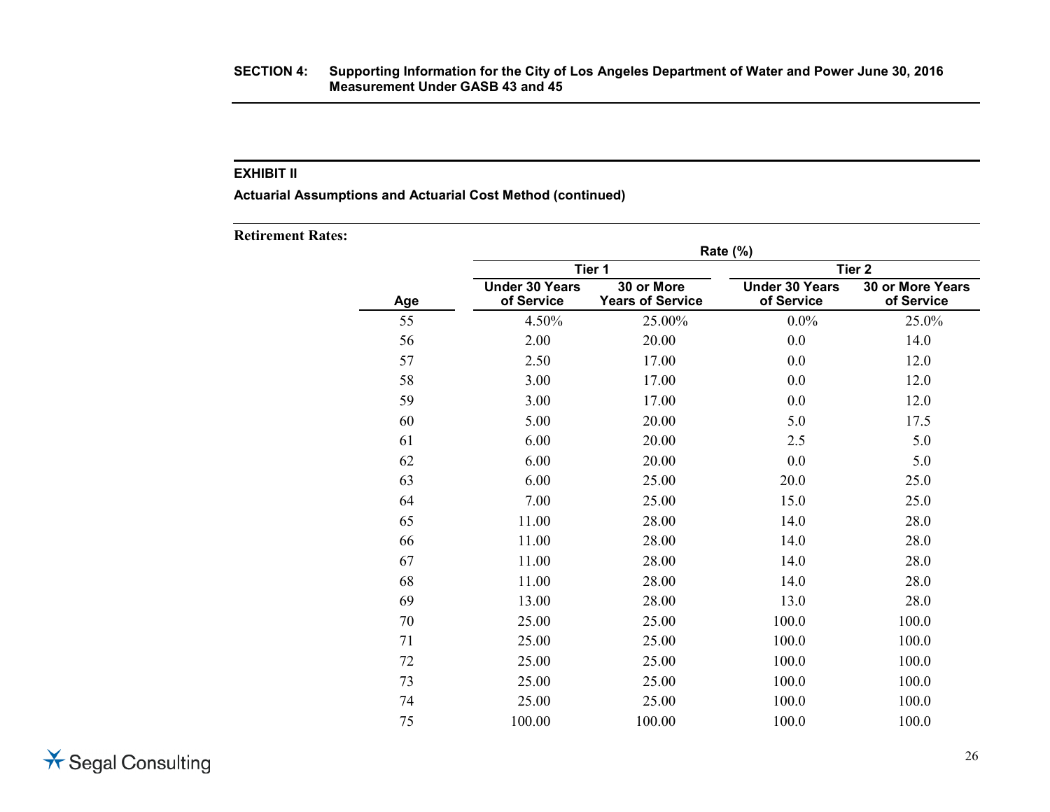**EXHIBIT II**

**Actuarial Assumptions and Actuarial Cost Method (continued)**

**Retirement Rates:**

| | Rate (%) | | | |
|---|---|---|---|---|
| | Tier 1 | | Tier 2 | |
| Age | Under 30 Years of Service | 30 or More Years of Service | Under 30 Years of Service | 30 or More Years of Service |
| 55 | 4.50% | 25.00% | 0.0% | 25.0% |
| 56 | 2.00 | 20.00 | 0.0 | 14.0 |
| 57 | 2.50 | 17.00 | 0.0 | 12.0 |
| 58 | 3.00 | 17.00 | 0.0 | 12.0 |
| 59 | 3.00 | 17.00 | 0.0 | 12.0 |
| 60 | 5.00 | 20.00 | 5.0 | 17.5 |
| 61 | 6.00 | 20.00 | 2.5 | 5.0 |
| 62 | 6.00 | 20.00 | 0.0 | 5.0 |
| 63 | 6.00 | 25.00 | 20.0 | 25.0 |
| 64 | 7.00 | 25.00 | 15.0 | 25.0 |
| 65 | 11.00 | 28.00 | 14.0 | 28.0 |
| 66 | 11.00 | 28.00 | 14.0 | 28.0 |
| 67 | 11.00 | 28.00 | 14.0 | 28.0 |
| 68 | 11.00 | 28.00 | 14.0 | 28.0 |
| 69 | 13.00 | 28.00 | 13.0 | 28.0 |
| 70 | 25.00 | 25.00 | 100.0 | 100.0 |
| 71 | 25.00 | 25.00 | 100.0 | 100.0 |
| 72 | 25.00 | 25.00 | 100.0 | 100.0 |
| 73 | 25.00 | 25.00 | 100.0 | 100.0 |
| 74 | 25.00 | 25.00 | 100.0 | 100.0 |
| 75 | 100.00 | 100.00 | 100.0 | 100.0 |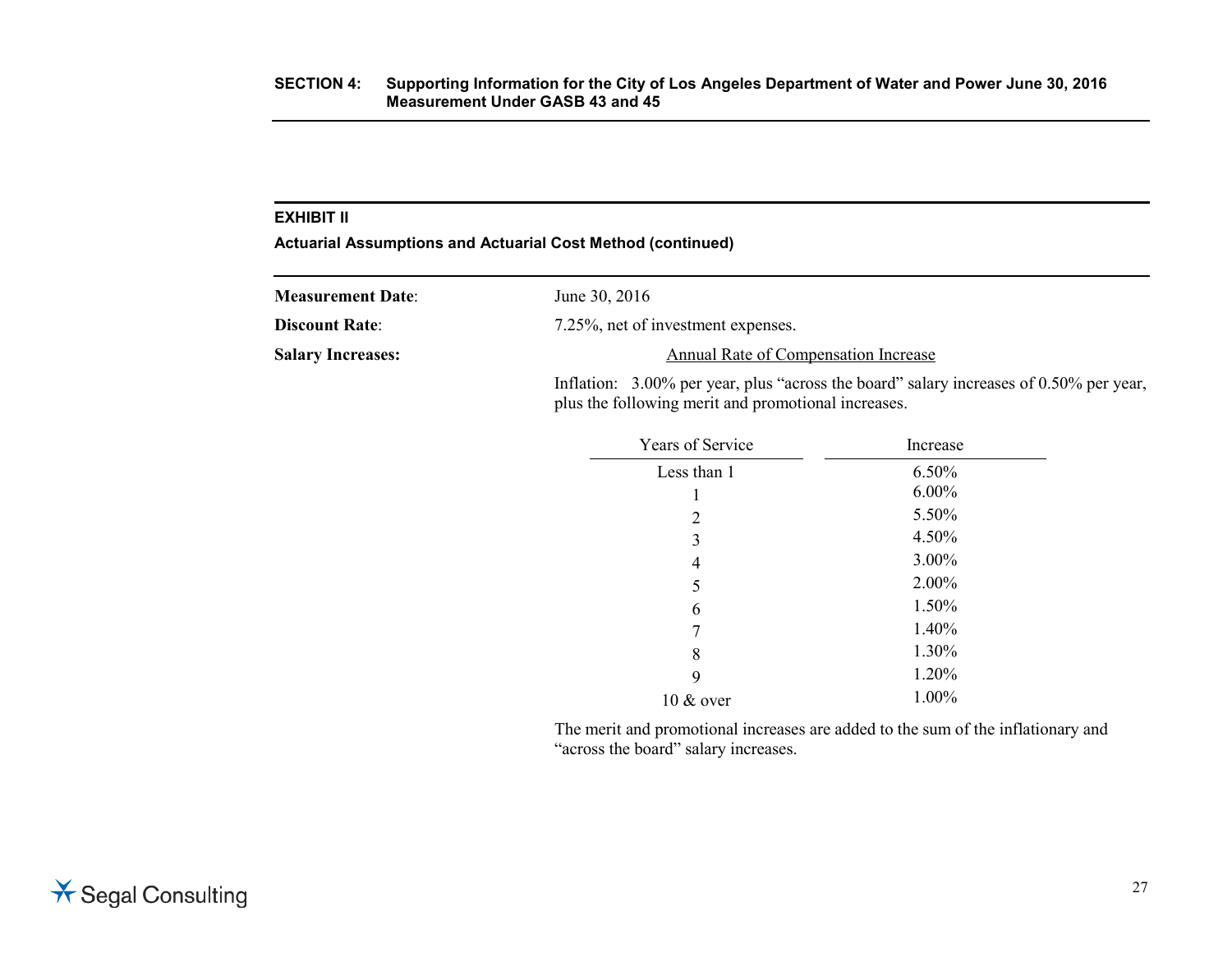**EXHIBIT II**

**Actuarial Assumptions and Actuarial Cost Method (continued)**

**Measurement Date**: June 30, 2016

**Discount Rate**: 7.25%, net of investment expenses.

**Salary Increases:**

Annual Rate of Compensation Increase

Inflation: 3.00% per year, plus "across the board" salary increases of 0.50% per year, plus the following merit and promotional increases.

| Years of Service | Increase |
|---|---|
| Less than 1 | 6.50% |
| 1 | 6.00% |
| 2 | 5.50% |
| 3 | 4.50% |
| 4 | 3.00% |
| 5 | 2.00% |
| 6 | 1.50% |
| 7 | 1.40% |
| 8 | 1.30% |
| 9 | 1.20% |
| 10 & over | 1.00% |

The merit and promotional increases are added to the sum of the inflationary and "across the board" salary increases.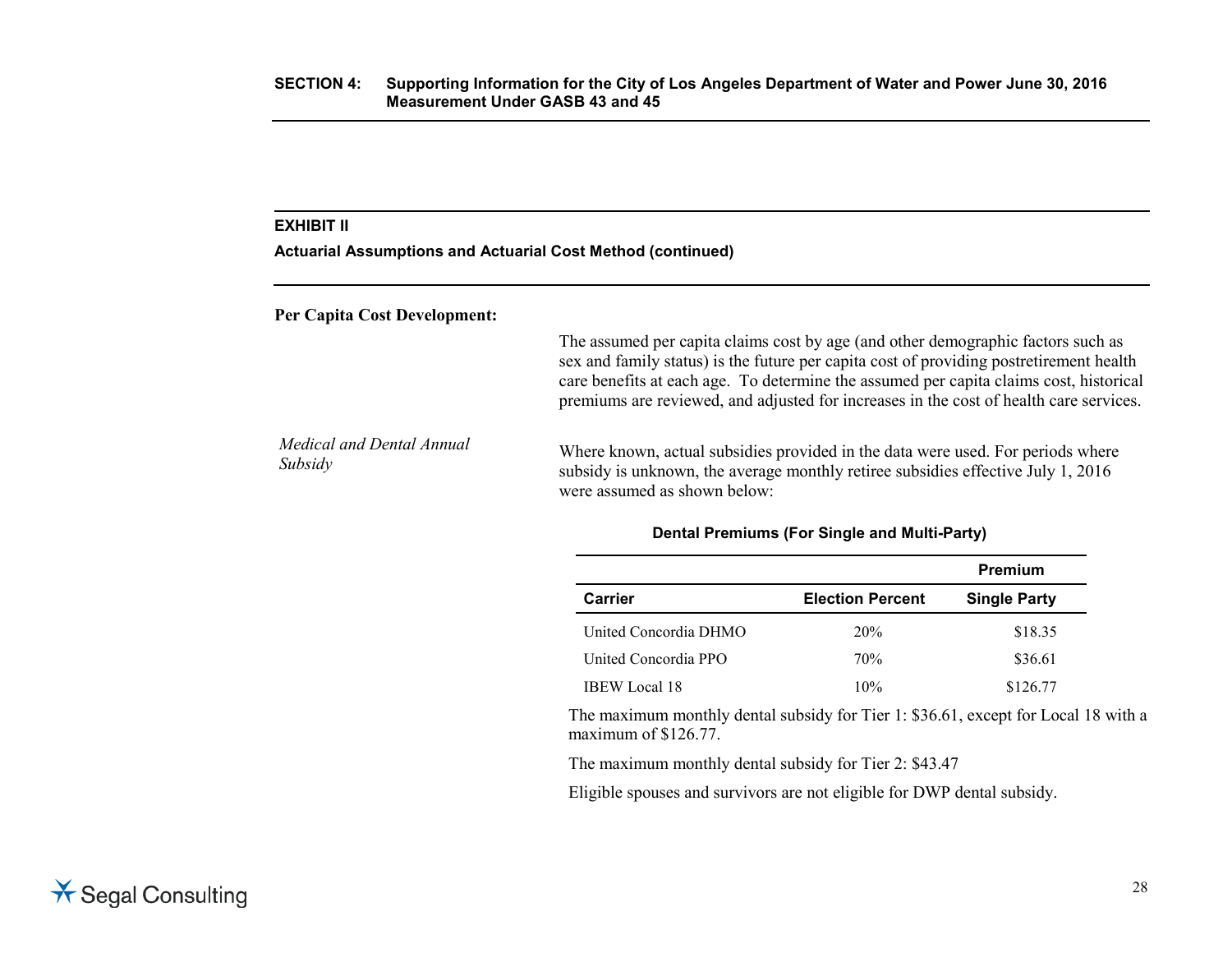## EXHIBIT II

**Actuarial Assumptions and Actuarial Cost Method (continued)**

**Per Capita Cost Development:**

The assumed per capita claims cost by age (and other demographic factors such as sex and family status) is the future per capita cost of providing postretirement health care benefits at each age. To determine the assumed per capita claims cost, historical premiums are reviewed, and adjusted for increases in the cost of health care services.

*Medical and Dental Annual Subsidy*

Where known, actual subsidies provided in the data were used. For periods where subsidy is unknown, the average monthly retiree subsidies effective July 1, 2016 were assumed as shown below:

**Dental Premiums (For Single and Multi-Party)**

| | | Premium |
|---|---|---|
| **Carrier** | **Election Percent** | **Single Party** |
| United Concordia DHMO | 20% | $18.35 |
| United Concordia PPO | 70% | $36.61 |
| IBEW Local 18 | 10% | $126.77 |

The maximum monthly dental subsidy for Tier 1: $36.61, except for Local 18 with a maximum of $126.77.

The maximum monthly dental subsidy for Tier 2: $43.47

Eligible spouses and survivors are not eligible for DWP dental subsidy.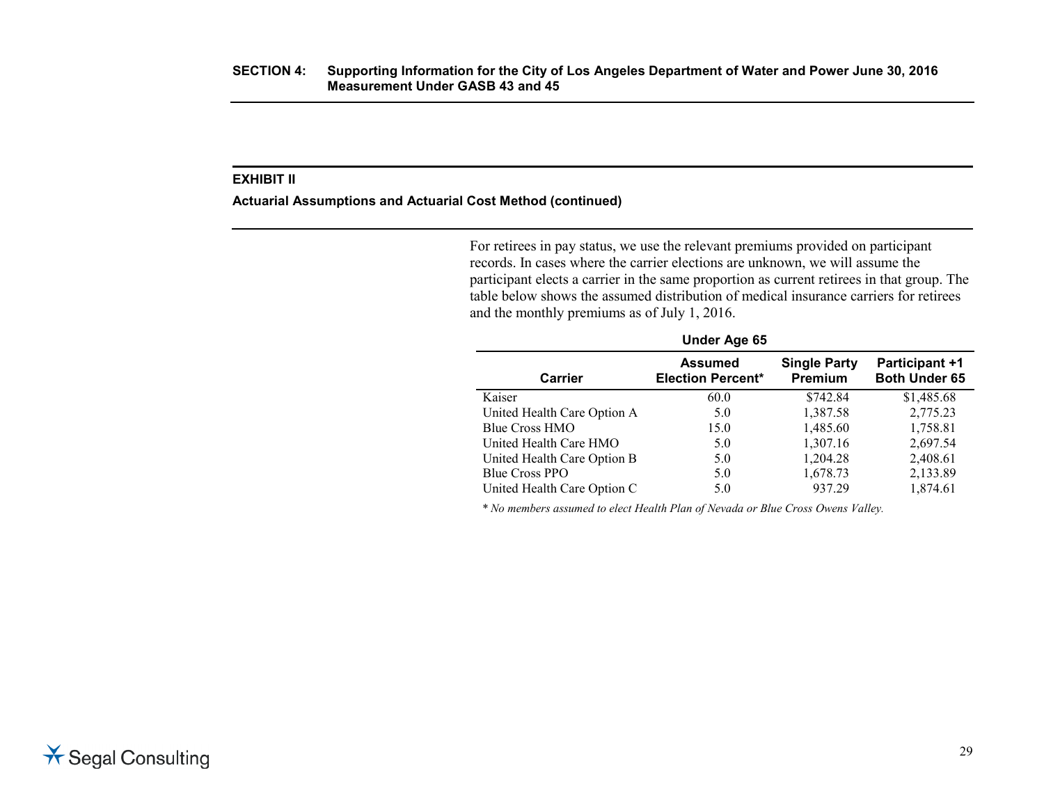**SECTION 4: Supporting Information for the City of Los Angeles Department of Water and Power June 30, 2016 Measurement Under GASB 43 and 45**

## EXHIBIT II

### Actuarial Assumptions and Actuarial Cost Method (continued)

For retirees in pay status, we use the relevant premiums provided on participant records. In cases where the carrier elections are unknown, we will assume the participant elects a carrier in the same proportion as current retirees in that group. The table below shows the assumed distribution of medical insurance carriers for retirees and the monthly premiums as of July 1, 2016.

**Under Age 65**

| Carrier | Assumed Election Percent* | Single Party Premium | Participant +1 Both Under 65 |
|---|---|---|---|
| Kaiser | 60.0 | $742.84 | $1,485.68 |
| United Health Care Option A | 5.0 | 1,387.58 | 2,775.23 |
| Blue Cross HMO | 15.0 | 1,485.60 | 1,758.81 |
| United Health Care HMO | 5.0 | 1,307.16 | 2,697.54 |
| United Health Care Option B | 5.0 | 1,204.28 | 2,408.61 |
| Blue Cross PPO | 5.0 | 1,678.73 | 2,133.89 |
| United Health Care Option C | 5.0 | 937.29 | 1,874.61 |

\* *No members assumed to elect Health Plan of Nevada or Blue Cross Owens Valley.*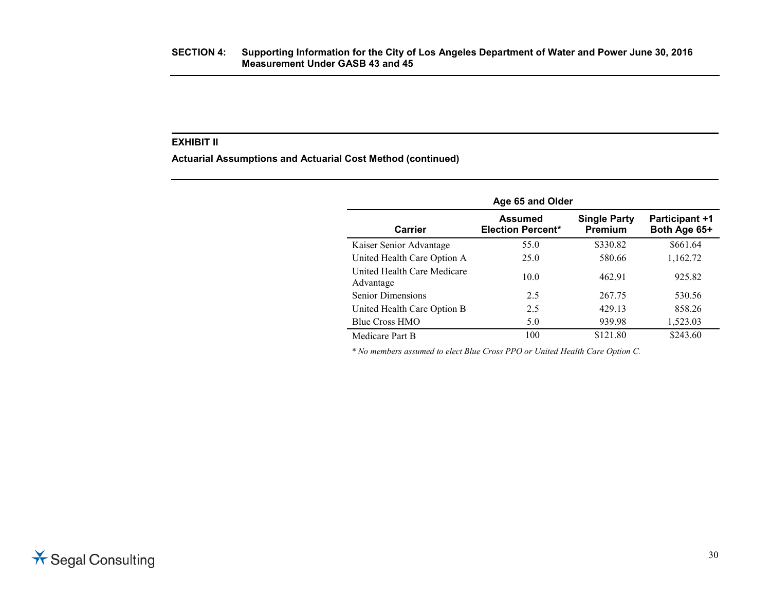## SECTION 4: Supporting Information for the City of Los Angeles Department of Water and Power June 30, 2016 Measurement Under GASB 43 and 45

### EXHIBIT II

### Actuarial Assumptions and Actuarial Cost Method (continued)

| Age 65 and Older | | | |
|---|---|---|---|
| **Carrier** | **Assumed Election Percent*** | **Single Party Premium** | **Participant +1 Both Age 65+** |
| Kaiser Senior Advantage | 55.0 | $330.82 | $661.64 |
| United Health Care Option A | 25.0 | 580.66 | 1,162.72 |
| United Health Care Medicare Advantage | 10.0 | 462.91 | 925.82 |
| Senior Dimensions | 2.5 | 267.75 | 530.56 |
| United Health Care Option B | 2.5 | 429.13 | 858.26 |
| Blue Cross HMO | 5.0 | 939.98 | 1,523.03 |
| Medicare Part B | 100 | $121.80 | $243.60 |

*\* No members assumed to elect Blue Cross PPO or United Health Care Option C.*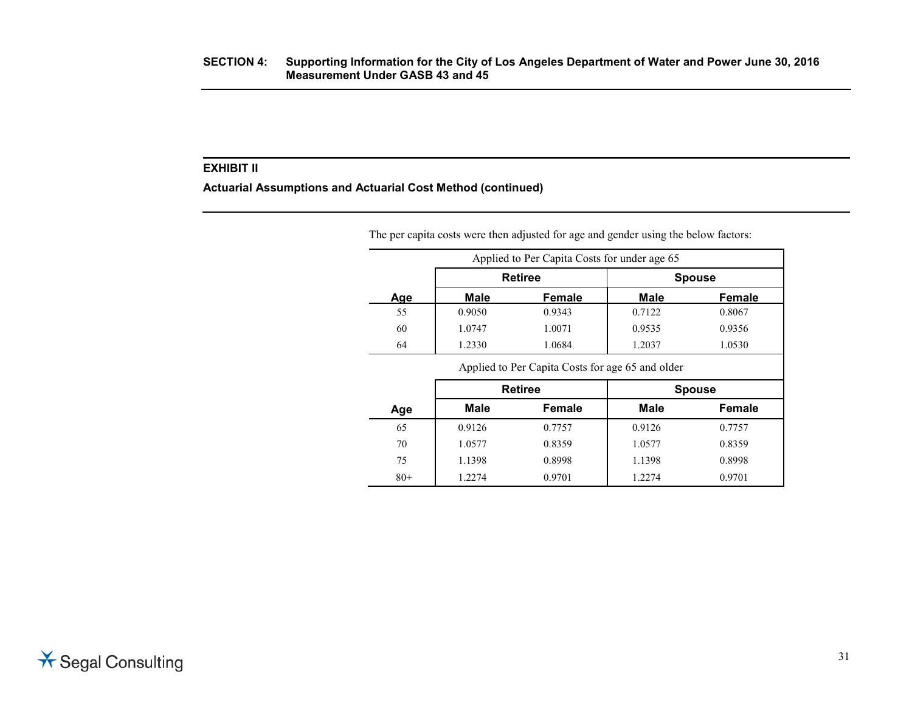**EXHIBIT II**

**Actuarial Assumptions and Actuarial Cost Method (continued)**

The per capita costs were then adjusted for age and gender using the below factors:

| Applied to Per Capita Costs for under age 65 | | | | |
|---|---|---|---|---|
| | **Retiree** | | **Spouse** | |
| **Age** | **Male** | **Female** | **Male** | **Female** |
| 55 | 0.9050 | 0.9343 | 0.7122 | 0.8067 |
| 60 | 1.0747 | 1.0071 | 0.9535 | 0.9356 |
| 64 | 1.2330 | 1.0684 | 1.2037 | 1.0530 |

| Applied to Per Capita Costs for age 65 and older | | | | |
|---|---|---|---|---|
| | **Retiree** | | **Spouse** | |
| **Age** | **Male** | **Female** | **Male** | **Female** |
| 65 | 0.9126 | 0.7757 | 0.9126 | 0.7757 |
| 70 | 1.0577 | 0.8359 | 1.0577 | 0.8359 |
| 75 | 1.1398 | 0.8998 | 1.1398 | 0.8998 |
| 80+ | 1.2274 | 0.9701 | 1.2274 | 0.9701 |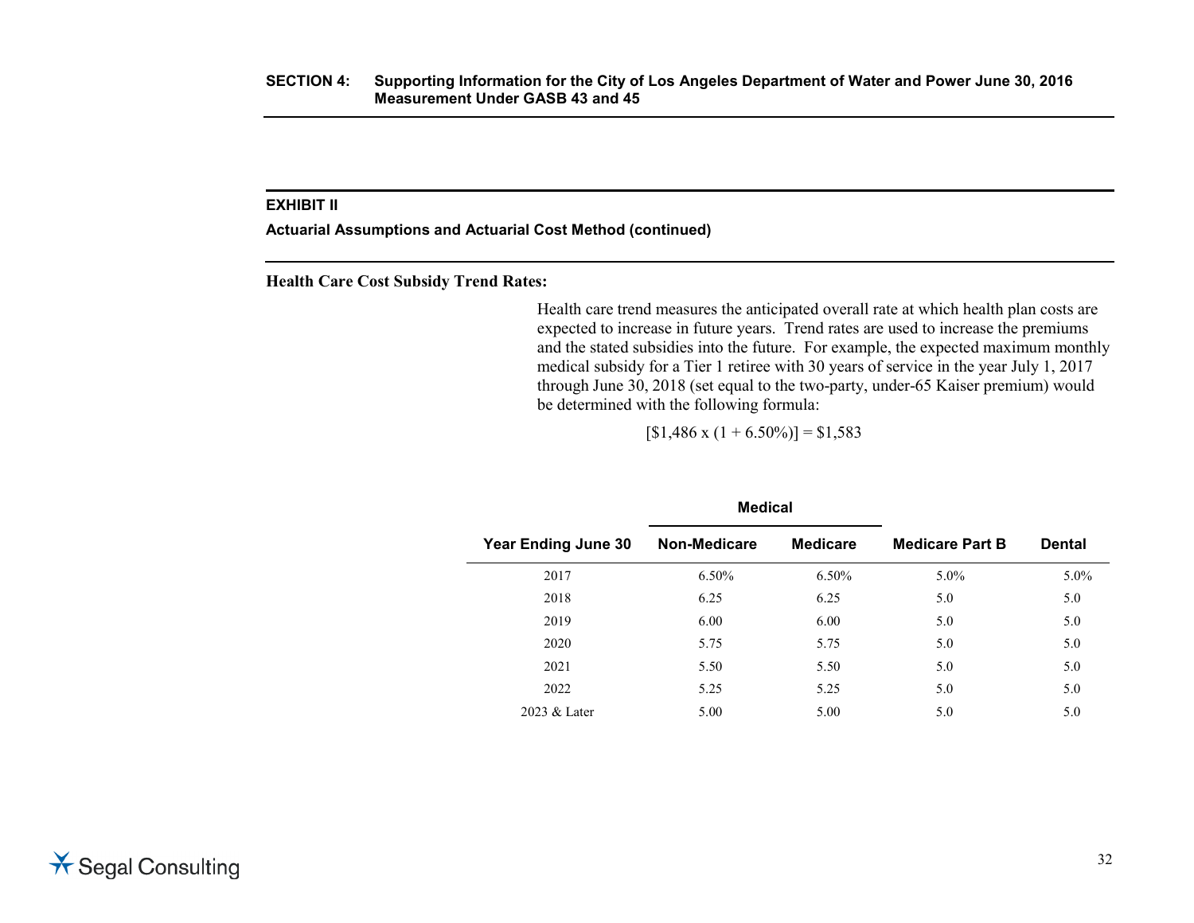## EXHIBIT II

### Actuarial Assumptions and Actuarial Cost Method (continued)

**Health Care Cost Subsidy Trend Rates:**

Health care trend measures the anticipated overall rate at which health plan costs are expected to increase in future years. Trend rates are used to increase the premiums and the stated subsidies into the future. For example, the expected maximum monthly medical subsidy for a Tier 1 retiree with 30 years of service in the year July 1, 2017 through June 30, 2018 (set equal to the two-party, under-65 Kaiser premium) would be determined with the following formula:

[$1,486 x (1 + 6.50%)] = $1,583

| Year Ending June 30 | Medical | | Medicare Part B | Dental |
|---|---|---|---|---|
| | Non-Medicare | Medicare | | |
| 2017 | 6.50% | 6.50% | 5.0% | 5.0% |
| 2018 | 6.25 | 6.25 | 5.0 | 5.0 |
| 2019 | 6.00 | 6.00 | 5.0 | 5.0 |
| 2020 | 5.75 | 5.75 | 5.0 | 5.0 |
| 2021 | 5.50 | 5.50 | 5.0 | 5.0 |
| 2022 | 5.25 | 5.25 | 5.0 | 5.0 |
| 2023 & Later | 5.00 | 5.00 | 5.0 | 5.0 |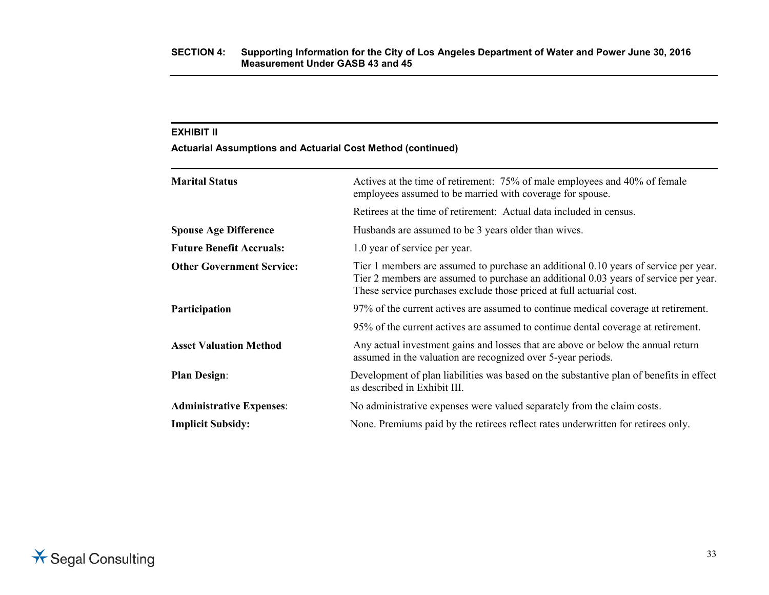## EXHIBIT II

**Actuarial Assumptions and Actuarial Cost Method (continued)**

| | |
|---|---|
| **Marital Status** | Actives at the time of retirement: 75% of male employees and 40% of female employees assumed to be married with coverage for spouse. |
| | Retirees at the time of retirement: Actual data included in census. |
| **Spouse Age Difference** | Husbands are assumed to be 3 years older than wives. |
| **Future Benefit Accruals:** | 1.0 year of service per year. |
| **Other Government Service:** | Tier 1 members are assumed to purchase an additional 0.10 years of service per year. Tier 2 members are assumed to purchase an additional 0.03 years of service per year. These service purchases exclude those priced at full actuarial cost. |
| **Participation** | 97% of the current actives are assumed to continue medical coverage at retirement. |
| | 95% of the current actives are assumed to continue dental coverage at retirement. |
| **Asset Valuation Method** | Any actual investment gains and losses that are above or below the annual return assumed in the valuation are recognized over 5-year periods. |
| **Plan Design**: | Development of plan liabilities was based on the substantive plan of benefits in effect as described in Exhibit III. |
| **Administrative Expenses**: | No administrative expenses were valued separately from the claim costs. |
| **Implicit Subsidy:** | None. Premiums paid by the retirees reflect rates underwritten for retirees only. |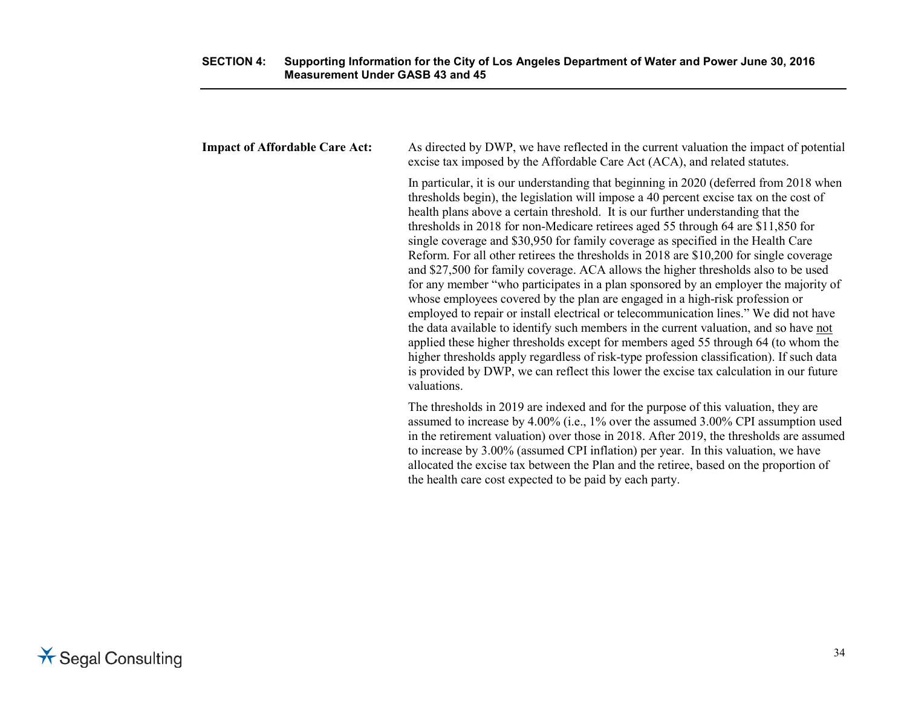**Impact of Affordable Care Act:**

As directed by DWP, we have reflected in the current valuation the impact of potential excise tax imposed by the Affordable Care Act (ACA), and related statutes.

In particular, it is our understanding that beginning in 2020 (deferred from 2018 when thresholds begin), the legislation will impose a 40 percent excise tax on the cost of health plans above a certain threshold. It is our further understanding that the thresholds in 2018 for non-Medicare retirees aged 55 through 64 are $11,850 for single coverage and $30,950 for family coverage as specified in the Health Care Reform. For all other retirees the thresholds in 2018 are $10,200 for single coverage and $27,500 for family coverage. ACA allows the higher thresholds also to be used for any member "who participates in a plan sponsored by an employer the majority of whose employees covered by the plan are engaged in a high-risk profession or employed to repair or install electrical or telecommunication lines." We did not have the data available to identify such members in the current valuation, and so have <u>not</u> applied these higher thresholds except for members aged 55 through 64 (to whom the higher thresholds apply regardless of risk-type profession classification). If such data is provided by DWP, we can reflect this lower the excise tax calculation in our future valuations.

The thresholds in 2019 are indexed and for the purpose of this valuation, they are assumed to increase by 4.00% (i.e., 1% over the assumed 3.00% CPI assumption used in the retirement valuation) over those in 2018. After 2019, the thresholds are assumed to increase by 3.00% (assumed CPI inflation) per year. In this valuation, we have allocated the excise tax between the Plan and the retiree, based on the proportion of the health care cost expected to be paid by each party.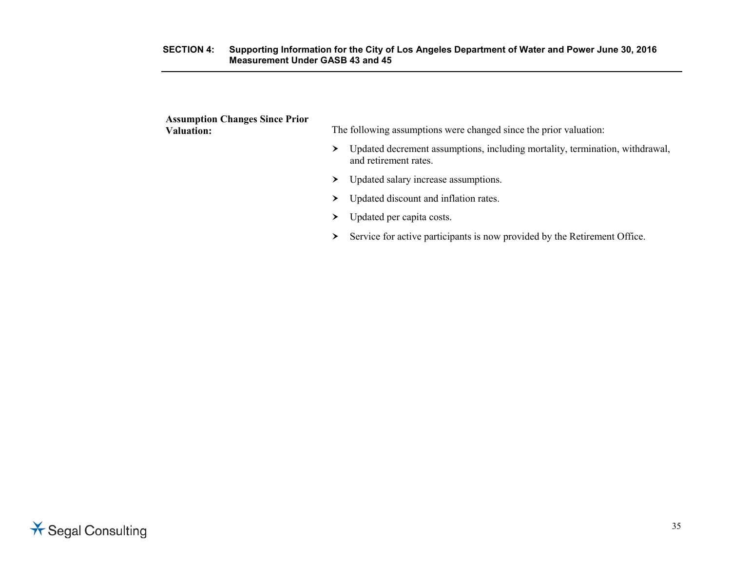**Assumption Changes Since Prior Valuation:**

The following assumptions were changed since the prior valuation:

- Updated decrement assumptions, including mortality, termination, withdrawal, and retirement rates.
- Updated salary increase assumptions.
- Updated discount and inflation rates.
- Updated per capita costs.
- Service for active participants is now provided by the Retirement Office.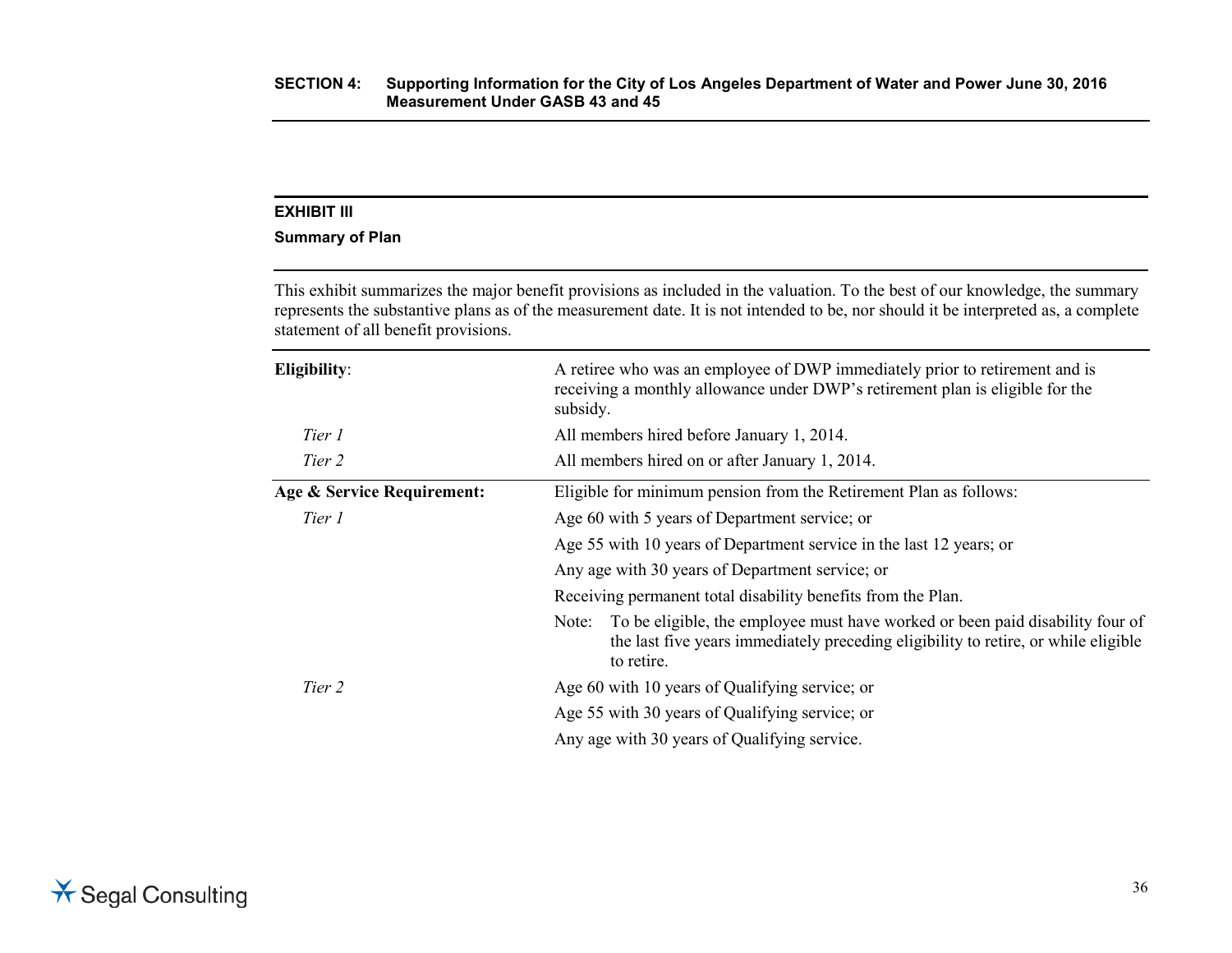### EXHIBIT III

**Summary of Plan**

This exhibit summarizes the major benefit provisions as included in the valuation. To the best of our knowledge, the summary represents the substantive plans as of the measurement date. It is not intended to be, nor should it be interpreted as, a complete statement of all benefit provisions.

| | |
|---|---|
| **Eligibility**: | A retiree who was an employee of DWP immediately prior to retirement and is receiving a monthly allowance under DWP's retirement plan is eligible for the subsidy. |
| *Tier 1* | All members hired before January 1, 2014. |
| *Tier 2* | All members hired on or after January 1, 2014. |
| **Age & Service Requirement:** | Eligible for minimum pension from the Retirement Plan as follows: |
| *Tier 1* | Age 60 with 5 years of Department service; or |
| | Age 55 with 10 years of Department service in the last 12 years; or |
| | Any age with 30 years of Department service; or |
| | Receiving permanent total disability benefits from the Plan. |
| | Note: To be eligible, the employee must have worked or been paid disability four of the last five years immediately preceding eligibility to retire, or while eligible to retire. |
| *Tier 2* | Age 60 with 10 years of Qualifying service; or |
| | Age 55 with 30 years of Qualifying service; or |
| | Any age with 30 years of Qualifying service. |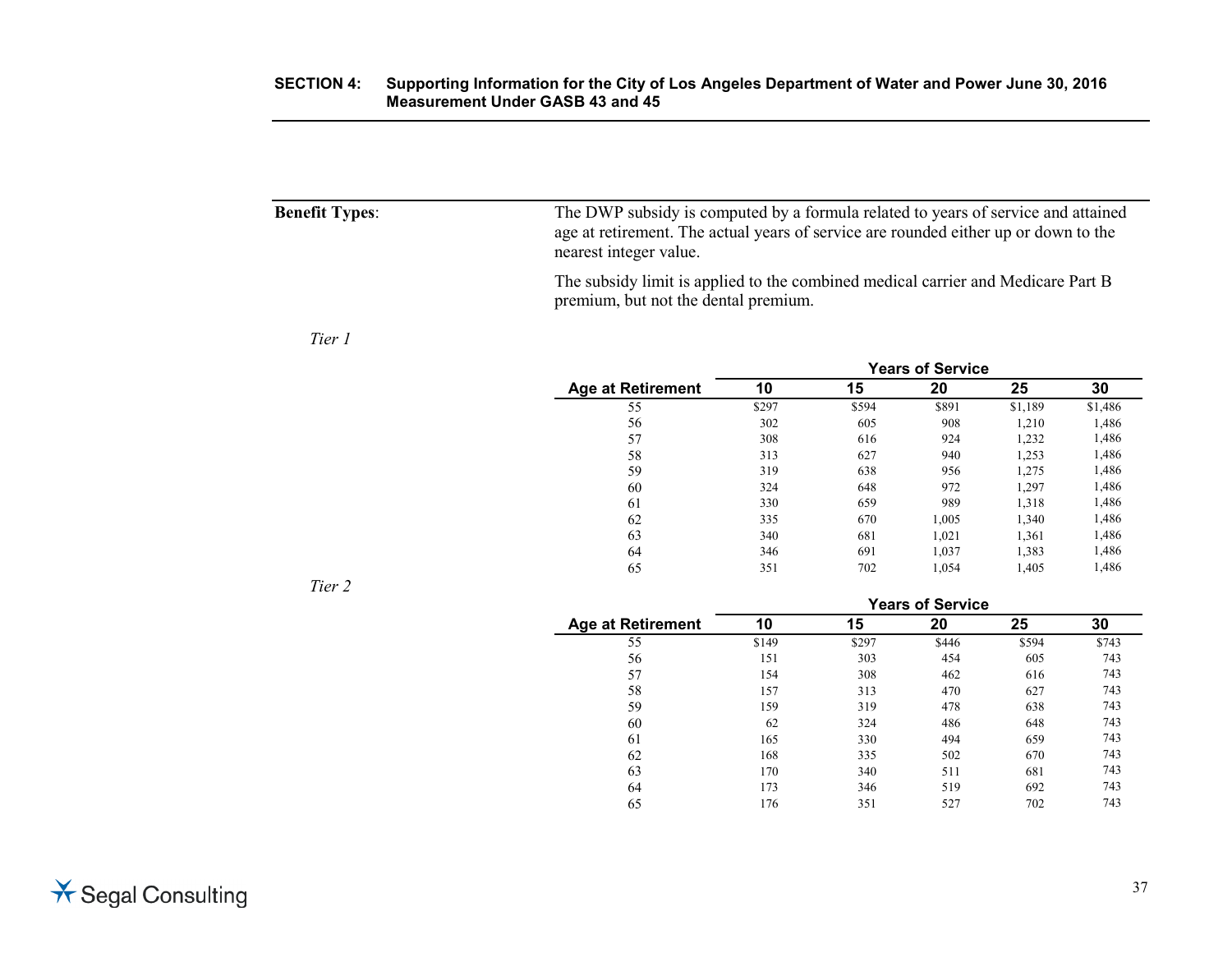**Benefit Types**:

The DWP subsidy is computed by a formula related to years of service and attained age at retirement. The actual years of service are rounded either up or down to the nearest integer value.

The subsidy limit is applied to the combined medical carrier and Medicare Part B premium, but not the dental premium.

*Tier 1*

| | Years of Service | | | | |
|---|---|---|---|---|---|
| **Age at Retirement** | **10** | **15** | **20** | **25** | **30** |
| 55 | $297 | $594 | $891 | $1,189 | $1,486 |
| 56 | 302 | 605 | 908 | 1,210 | 1,486 |
| 57 | 308 | 616 | 924 | 1,232 | 1,486 |
| 58 | 313 | 627 | 940 | 1,253 | 1,486 |
| 59 | 319 | 638 | 956 | 1,275 | 1,486 |
| 60 | 324 | 648 | 972 | 1,297 | 1,486 |
| 61 | 330 | 659 | 989 | 1,318 | 1,486 |
| 62 | 335 | 670 | 1,005 | 1,340 | 1,486 |
| 63 | 340 | 681 | 1,021 | 1,361 | 1,486 |
| 64 | 346 | 691 | 1,037 | 1,383 | 1,486 |
| 65 | 351 | 702 | 1,054 | 1,405 | 1,486 |

*Tier 2*

| | Years of Service | | | | |
|---|---|---|---|---|---|
| **Age at Retirement** | **10** | **15** | **20** | **25** | **30** |
| 55 | $149 | $297 | $446 | $594 | $743 |
| 56 | 151 | 303 | 454 | 605 | 743 |
| 57 | 154 | 308 | 462 | 616 | 743 |
| 58 | 157 | 313 | 470 | 627 | 743 |
| 59 | 159 | 319 | 478 | 638 | 743 |
| 60 | 62 | 324 | 486 | 648 | 743 |
| 61 | 165 | 330 | 494 | 659 | 743 |
| 62 | 168 | 335 | 502 | 670 | 743 |
| 63 | 170 | 340 | 511 | 681 | 743 |
| 64 | 173 | 346 | 519 | 692 | 743 |
| 65 | 176 | 351 | 527 | 702 | 743 |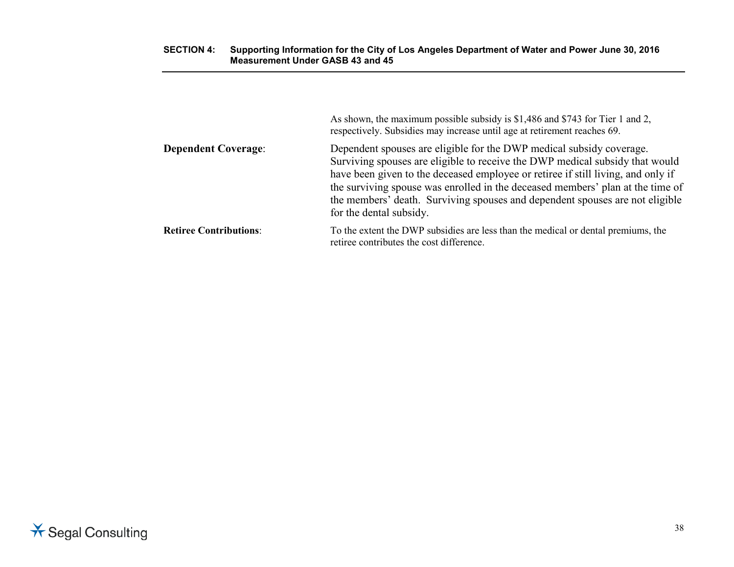As shown, the maximum possible subsidy is $1,486 and $743 for Tier 1 and 2, respectively. Subsidies may increase until age at retirement reaches 69.

**Dependent Coverage**: Dependent spouses are eligible for the DWP medical subsidy coverage. Surviving spouses are eligible to receive the DWP medical subsidy that would have been given to the deceased employee or retiree if still living, and only if the surviving spouse was enrolled in the deceased members' plan at the time of the members' death. Surviving spouses and dependent spouses are not eligible for the dental subsidy.

**Retiree Contributions**: To the extent the DWP subsidies are less than the medical or dental premiums, the retiree contributes the cost difference.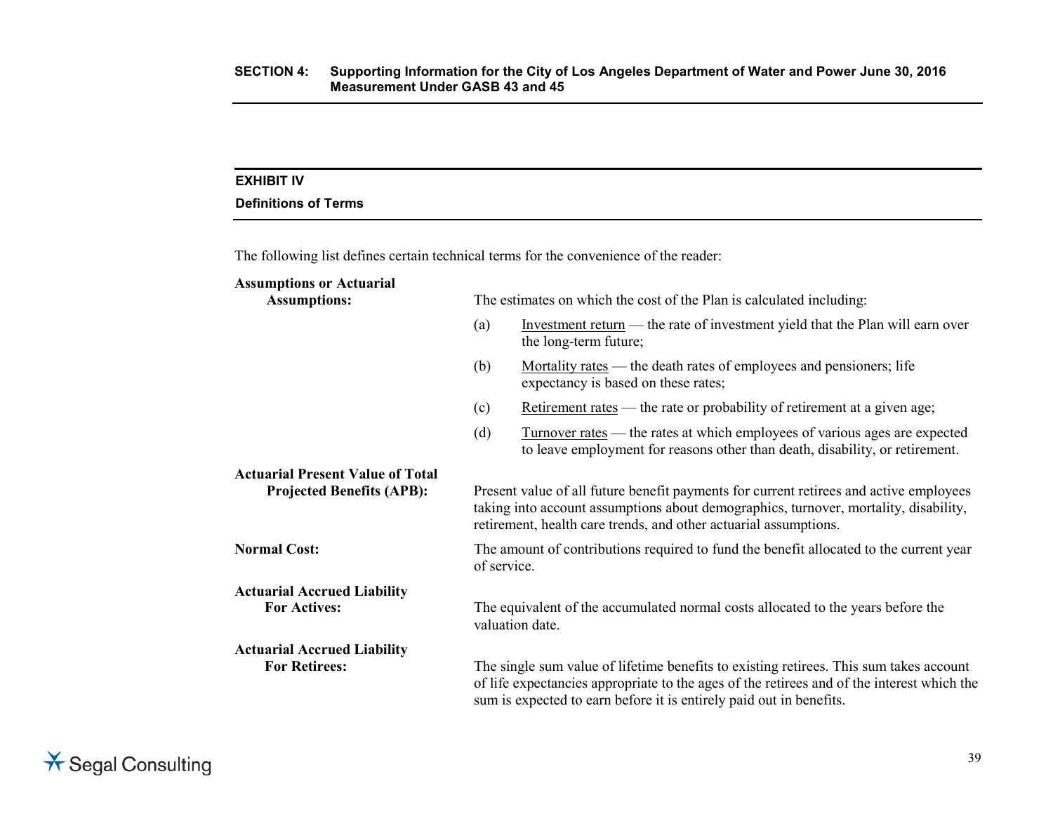## EXHIBIT IV

### Definitions of Terms

The following list defines certain technical terms for the convenience of the reader:

**Assumptions or Actuarial Assumptions:** The estimates on which the cost of the Plan is calculated including:

- (a) Investment return — the rate of investment yield that the Plan will earn over the long-term future;
- (b) Mortality rates — the death rates of employees and pensioners; life expectancy is based on these rates;
- (c) Retirement rates — the rate or probability of retirement at a given age;
- (d) Turnover rates — the rates at which employees of various ages are expected to leave employment for reasons other than death, disability, or retirement.

**Actuarial Present Value of Total Projected Benefits (APB):** Present value of all future benefit payments for current retirees and active employees taking into account assumptions about demographics, turnover, mortality, disability, retirement, health care trends, and other actuarial assumptions.

**Normal Cost:** The amount of contributions required to fund the benefit allocated to the current year of service.

**Actuarial Accrued Liability For Actives:** The equivalent of the accumulated normal costs allocated to the years before the valuation date.

**Actuarial Accrued Liability For Retirees:** The single sum value of lifetime benefits to existing retirees. This sum takes account of life expectancies appropriate to the ages of the retirees and of the interest which the sum is expected to earn before it is entirely paid out in benefits.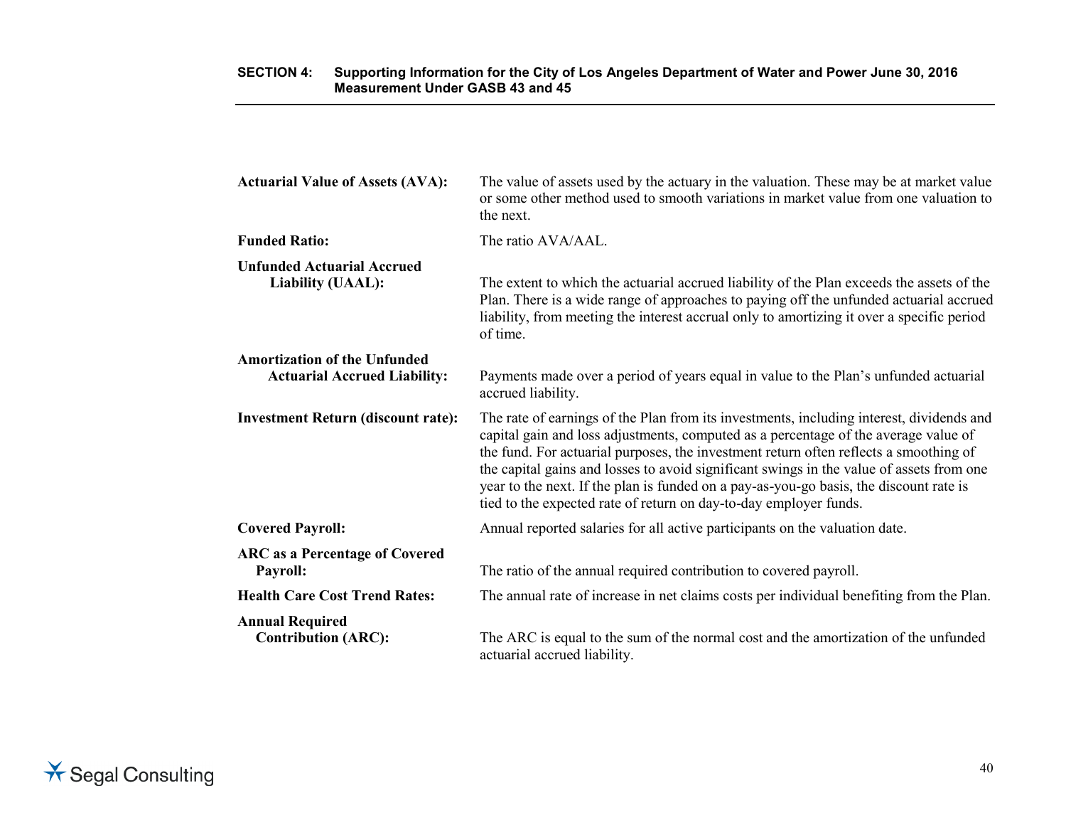**Actuarial Value of Assets (AVA):** The value of assets used by the actuary in the valuation. These may be at market value or some other method used to smooth variations in market value from one valuation to the next.

**Funded Ratio:** The ratio AVA/AAL.

**Unfunded Actuarial Accrued Liability (UAAL):** The extent to which the actuarial accrued liability of the Plan exceeds the assets of the Plan. There is a wide range of approaches to paying off the unfunded actuarial accrued liability, from meeting the interest accrual only to amortizing it over a specific period of time.

**Amortization of the Unfunded Actuarial Accrued Liability:** Payments made over a period of years equal in value to the Plan's unfunded actuarial accrued liability.

**Investment Return (discount rate):** The rate of earnings of the Plan from its investments, including interest, dividends and capital gain and loss adjustments, computed as a percentage of the average value of the fund. For actuarial purposes, the investment return often reflects a smoothing of the capital gains and losses to avoid significant swings in the value of assets from one year to the next. If the plan is funded on a pay-as-you-go basis, the discount rate is tied to the expected rate of return on day-to-day employer funds.

**Covered Payroll:** Annual reported salaries for all active participants on the valuation date.

**ARC as a Percentage of Covered Payroll:** The ratio of the annual required contribution to covered payroll.

**Health Care Cost Trend Rates:** The annual rate of increase in net claims costs per individual benefiting from the Plan.

**Annual Required Contribution (ARC):** The ARC is equal to the sum of the normal cost and the amortization of the unfunded actuarial accrued liability.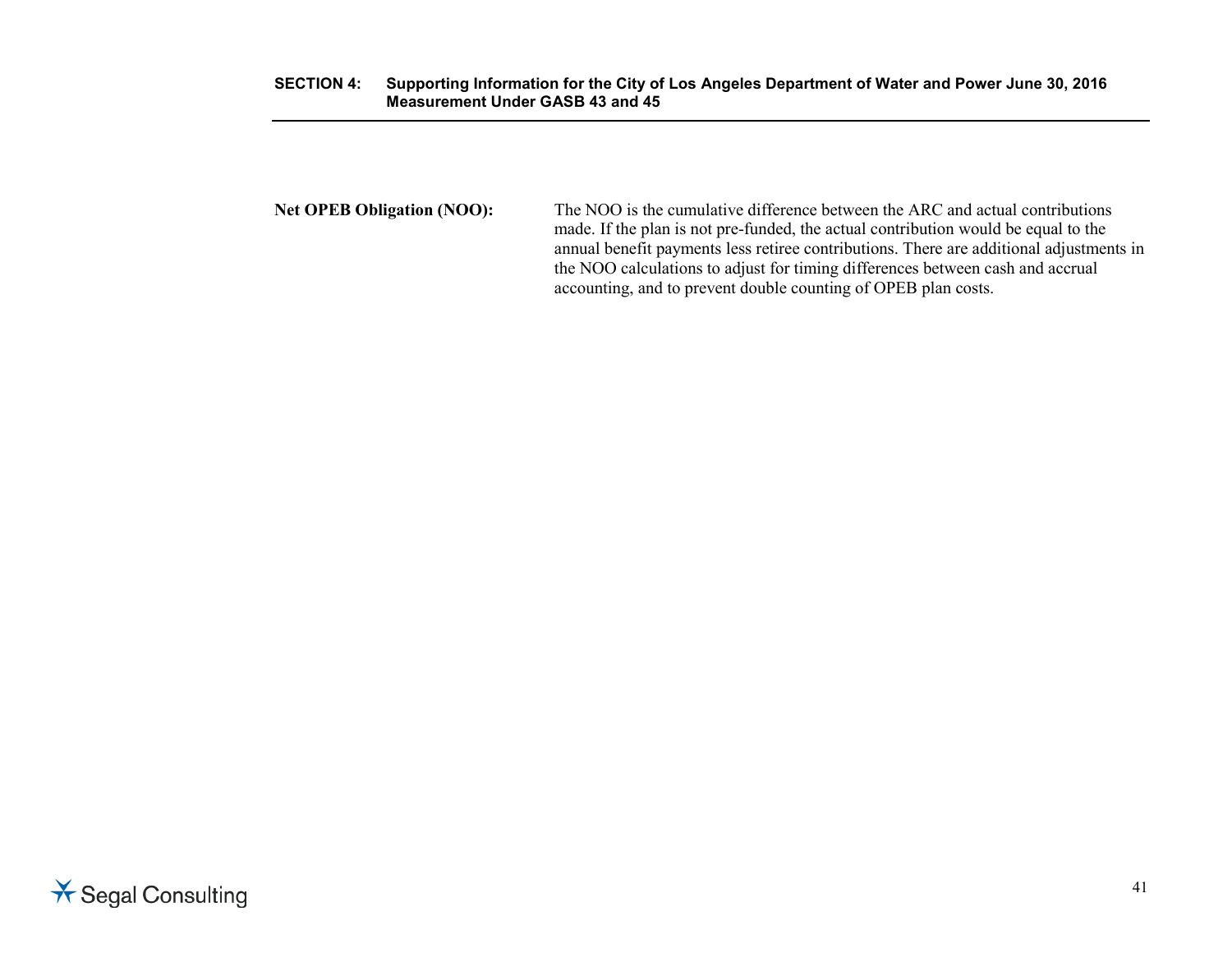**Net OPEB Obligation (NOO):** The NOO is the cumulative difference between the ARC and actual contributions made. If the plan is not pre-funded, the actual contribution would be equal to the annual benefit payments less retiree contributions. There are additional adjustments in the NOO calculations to adjust for timing differences between cash and accrual accounting, and to prevent double counting of OPEB plan costs.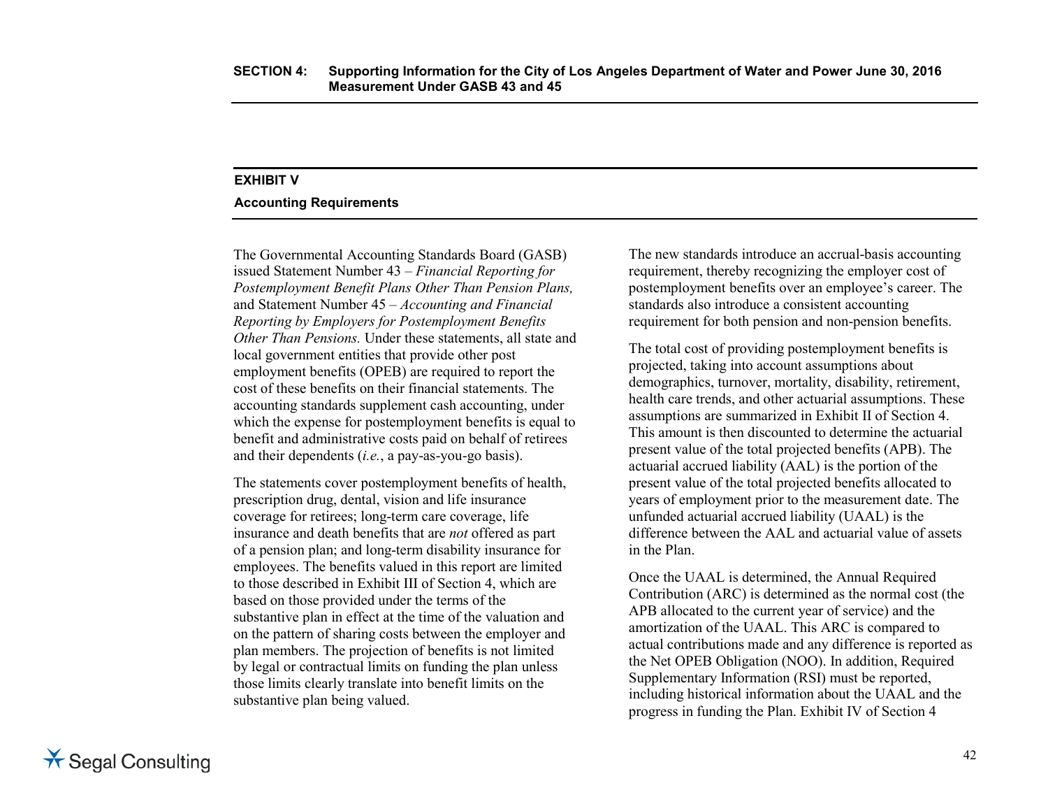## EXHIBIT V

### Accounting Requirements

The Governmental Accounting Standards Board (GASB) issued Statement Number 43 – *Financial Reporting for Postemployment Benefit Plans Other Than Pension Plans,* and Statement Number 45 – *Accounting and Financial Reporting by Employers for Postemployment Benefits Other Than Pensions.* Under these statements, all state and local government entities that provide other post employment benefits (OPEB) are required to report the cost of these benefits on their financial statements. The accounting standards supplement cash accounting, under which the expense for postemployment benefits is equal to benefit and administrative costs paid on behalf of retirees and their dependents (*i.e.*, a pay-as-you-go basis).

The statements cover postemployment benefits of health, prescription drug, dental, vision and life insurance coverage for retirees; long-term care coverage, life insurance and death benefits that are *not* offered as part of a pension plan; and long-term disability insurance for employees. The benefits valued in this report are limited to those described in Exhibit III of Section 4, which are based on those provided under the terms of the substantive plan in effect at the time of the valuation and on the pattern of sharing costs between the employer and plan members. The projection of benefits is not limited by legal or contractual limits on funding the plan unless those limits clearly translate into benefit limits on the substantive plan being valued.

The new standards introduce an accrual-basis accounting requirement, thereby recognizing the employer cost of postemployment benefits over an employee's career. The standards also introduce a consistent accounting requirement for both pension and non-pension benefits.

The total cost of providing postemployment benefits is projected, taking into account assumptions about demographics, turnover, mortality, disability, retirement, health care trends, and other actuarial assumptions. These assumptions are summarized in Exhibit II of Section 4. This amount is then discounted to determine the actuarial present value of the total projected benefits (APB). The actuarial accrued liability (AAL) is the portion of the present value of the total projected benefits allocated to years of employment prior to the measurement date. The unfunded actuarial accrued liability (UAAL) is the difference between the AAL and actuarial value of assets in the Plan.

Once the UAAL is determined, the Annual Required Contribution (ARC) is determined as the normal cost (the APB allocated to the current year of service) and the amortization of the UAAL. This ARC is compared to actual contributions made and any difference is reported as the Net OPEB Obligation (NOO). In addition, Required Supplementary Information (RSI) must be reported, including historical information about the UAAL and the progress in funding the Plan. Exhibit IV of Section 4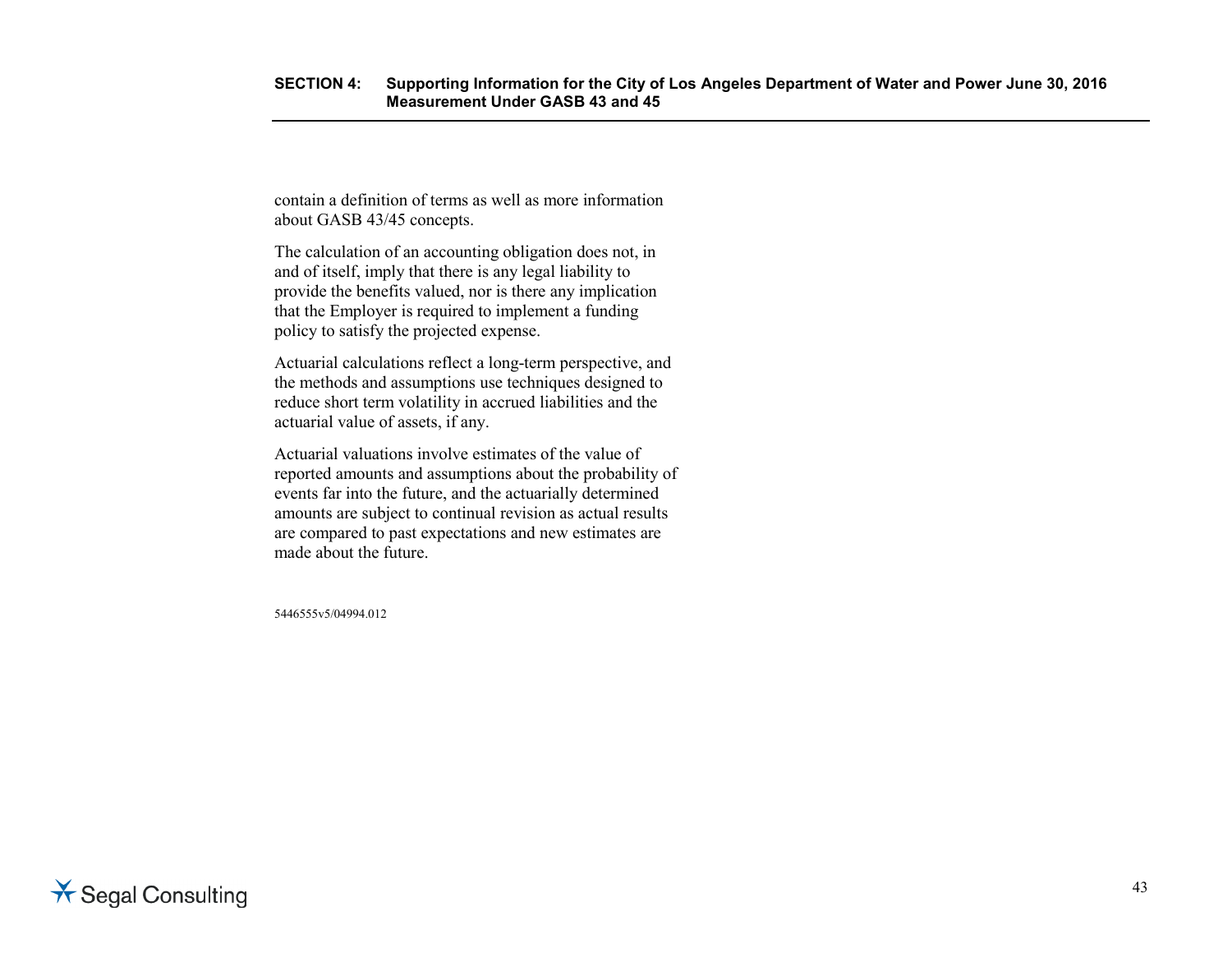contain a definition of terms as well as more information about GASB 43/45 concepts.

The calculation of an accounting obligation does not, in and of itself, imply that there is any legal liability to provide the benefits valued, nor is there any implication that the Employer is required to implement a funding policy to satisfy the projected expense.

Actuarial calculations reflect a long-term perspective, and the methods and assumptions use techniques designed to reduce short term volatility in accrued liabilities and the actuarial value of assets, if any.

Actuarial valuations involve estimates of the value of reported amounts and assumptions about the probability of events far into the future, and the actuarially determined amounts are subject to continual revision as actual results are compared to past expectations and new estimates are made about the future.

5446555v5/04994.012